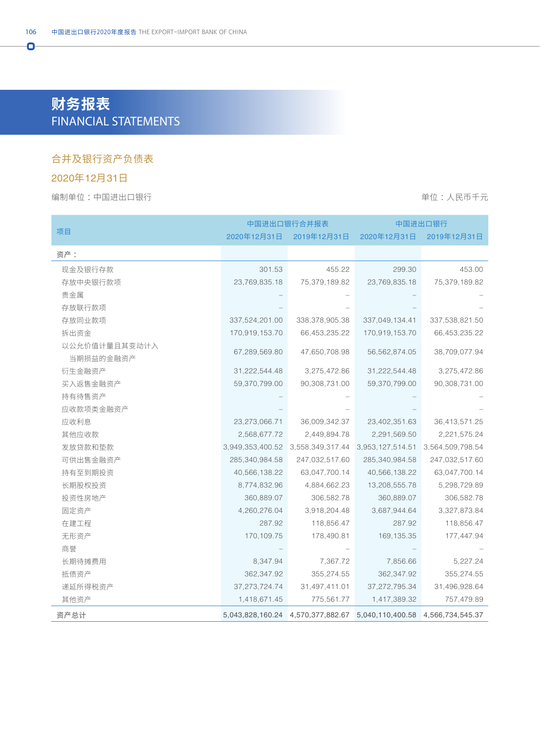# 财务报表
FINANCIAL STATEMENTS

## 合并及银行资产负债表

## 2020年12月31日

编制单位：中国进出口银行　　　　　　　　　　　　　　　　　　　　　　单位：人民币千元

| 项目 | 中国进出口银行合并报表 | | 中国进出口银行 | |
|---|---|---|---|---|
| | 2020年12月31日 | 2019年12月31日 | 2020年12月31日 | 2019年12月31日 |
| 资产： | | | | |
| 现金及银行存款 | 301.53 | 455.22 | 299.30 | 453.00 |
| 存放中央银行款项 | 23,769,835.18 | 75,379,189.82 | 23,769,835.18 | 75,379,189.82 |
| 贵金属 | – | – | – | – |
| 存放联行款项 | – | – | – | – |
| 存放同业款项 | 337,524,201.00 | 338,378,905.38 | 337,049,134.41 | 337,538,821.50 |
| 拆出资金 | 170,919,153.70 | 66,453,235.22 | 170,919,153.70 | 66,453,235.22 |
| 以公允价值计量且其变动计入当期损益的金融资产 | 67,289,569.80 | 47,650,708.98 | 56,562,874.05 | 38,709,077.94 |
| 衍生金融资产 | 31,222,544.48 | 3,275,472.86 | 31,222,544.48 | 3,275,472.86 |
| 买入返售金融资产 | 59,370,799.00 | 90,308,731.00 | 59,370,799.00 | 90,308,731.00 |
| 持有待售资产 | – | – | – | – |
| 应收款项类金融资产 | – | – | – | – |
| 应收利息 | 23,273,066.71 | 36,009,342.37 | 23,402,351.63 | 36,413,571.25 |
| 其他应收款 | 2,568,677.72 | 2,449,894.78 | 2,291,569.50 | 2,221,575.24 |
| 发放贷款和垫款 | 3,949,353,400.52 | 3,558,349,317.44 | 3,953,127,514.51 | 3,564,509,798.54 |
| 可供出售金融资产 | 285,340,984.58 | 247,032,517.60 | 285,340,984.58 | 247,032,517.60 |
| 持有至到期投资 | 40,566,138.22 | 63,047,700.14 | 40,566,138.22 | 63,047,700.14 |
| 长期股权投资 | 8,774,832.96 | 4,884,662.23 | 13,208,555.78 | 5,298,729.89 |
| 投资性房地产 | 360,889.07 | 306,582.78 | 360,889.07 | 306,582.78 |
| 固定资产 | 4,260,276.04 | 3,918,204.48 | 3,687,944.64 | 3,327,873.84 |
| 在建工程 | 287.92 | 118,856.47 | 287.92 | 118,856.47 |
| 无形资产 | 170,109.75 | 178,490.81 | 169,135.35 | 177,447.94 |
| 商誉 | – | – | – | – |
| 长期待摊费用 | 8,347.94 | 7,367.72 | 7,856.66 | 5,227.24 |
| 抵债资产 | 362,347.92 | 355,274.55 | 362,347.92 | 355,274.55 |
| 递延所得税资产 | 37,273,724.74 | 31,497,411.01 | 37,272,795.34 | 31,496,928.64 |
| 其他资产 | 1,418,671.45 | 775,561.77 | 1,417,389.32 | 757,479.89 |
| 资产总计 | 5,043,828,160.24 | 4,570,377,882.67 | 5,040,110,400.58 | 4,566,734,545.37 |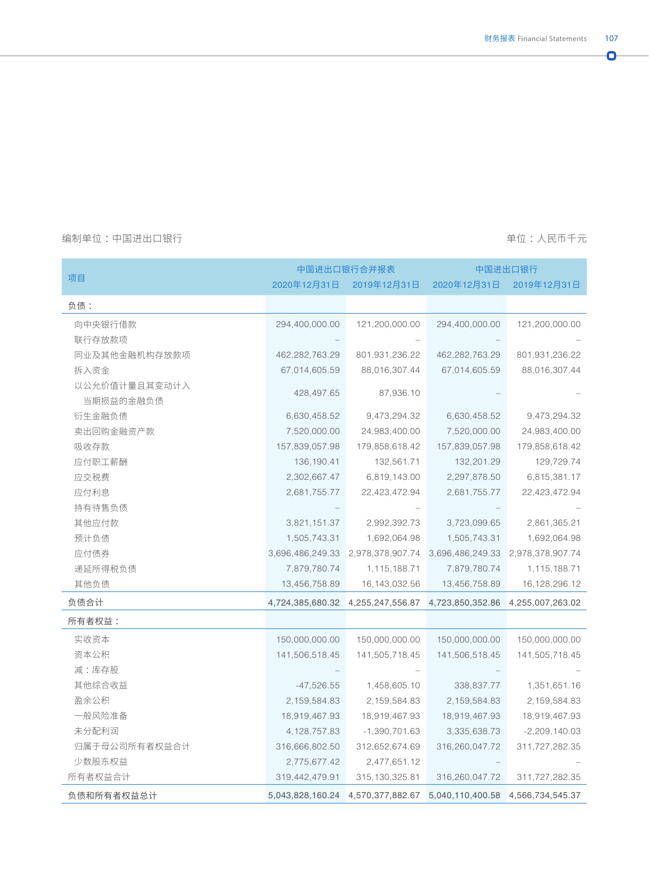编制单位：中国进出口银行　　　　　　　　　　　　　　　　　　　　　　　　　　单位：人民币千元

| 项目 | 中国进出口银行合并报表 | | 中国进出口银行 | |
|---|---|---|---|---|
| | 2020年12月31日 | 2019年12月31日 | 2020年12月31日 | 2019年12月31日 |
| **负债：** | | | | |
| 向中央银行借款 | 294,400,000.00 | 121,200,000.00 | 294,400,000.00 | 121,200,000.00 |
| 联行存放款项 | – | – | – | – |
| 同业及其他金融机构存放款项 | 462,282,763.29 | 801,931,236.22 | 462,282,763.29 | 801,931,236.22 |
| 拆入资金 | 67,014,605.59 | 88,016,307.44 | 67,014,605.59 | 88,016,307.44 |
| 以公允价值计量且其变动计入当期损益的金融负债 | 428,497.65 | 87,936.10 | – | – |
| 衍生金融负债 | 6,630,458.52 | 9,473,294.32 | 6,630,458.52 | 9,473,294.32 |
| 卖出回购金融资产款 | 7,520,000.00 | 24,983,400.00 | 7,520,000.00 | 24,983,400.00 |
| 吸收存款 | 157,839,057.98 | 179,858,618.42 | 157,839,057.98 | 179,858,618.42 |
| 应付职工薪酬 | 136,190.41 | 132,561.71 | 132,201.29 | 129,729.74 |
| 应交税费 | 2,302,667.47 | 6,819,143.00 | 2,297,878.50 | 6,815,381.17 |
| 应付利息 | 2,681,755.77 | 22,423,472.94 | 2,681,755.77 | 22,423,472.94 |
| 持有待售负债 | – | – | – | – |
| 其他应付款 | 3,821,151.37 | 2,992,392.73 | 3,723,099.65 | 2,861,365.21 |
| 预计负债 | 1,505,743.31 | 1,692,064.98 | 1,505,743.31 | 1,692,064.98 |
| 应付债券 | 3,696,486,249.33 | 2,978,378,907.74 | 3,696,486,249.33 | 2,978,378,907.74 |
| 递延所得税负债 | 7,879,780.74 | 1,115,188.71 | 7,879,780.74 | 1,115,188.71 |
| 其他负债 | 13,456,758.89 | 16,143,032.56 | 13,456,758.89 | 16,128,296.12 |
| **负债合计** | 4,724,385,680.32 | 4,255,247,556.87 | 4,723,850,352.86 | 4,255,007,263.02 |
| **所有者权益：** | | | | |
| 实收资本 | 150,000,000.00 | 150,000,000.00 | 150,000,000.00 | 150,000,000.00 |
| 资本公积 | 141,506,518.45 | 141,505,718.45 | 141,506,518.45 | 141,505,718.45 |
| 减：库存股 | – | – | – | – |
| 其他综合收益 | -47,526.55 | 1,458,605.10 | 338,837.77 | 1,351,651.16 |
| 盈余公积 | 2,159,584.83 | 2,159,584.83 | 2,159,584.83 | 2,159,584.83 |
| 一般风险准备 | 18,919,467.93 | 18,919,467.93 | 18,919,467.93 | 18,919,467.93 |
| 未分配利润 | 4,128,757.83 | -1,390,701.63 | 3,335,638.73 | -2,209,140.03 |
| 归属于母公司所有者权益合计 | 316,666,802.50 | 312,652,674.69 | 316,260,047.72 | 311,727,282.35 |
| 少数股东权益 | 2,775,677.42 | 2,477,651.12 | – | – |
| 所有者权益合计 | 319,442,479.91 | 315,130,325.81 | 316,260,047.72 | 311,727,282.35 |
| **负债和所有者权益总计** | 5,043,828,160.24 | 4,570,377,882.67 | 5,040,110,400.58 | 4,566,734,545.37 |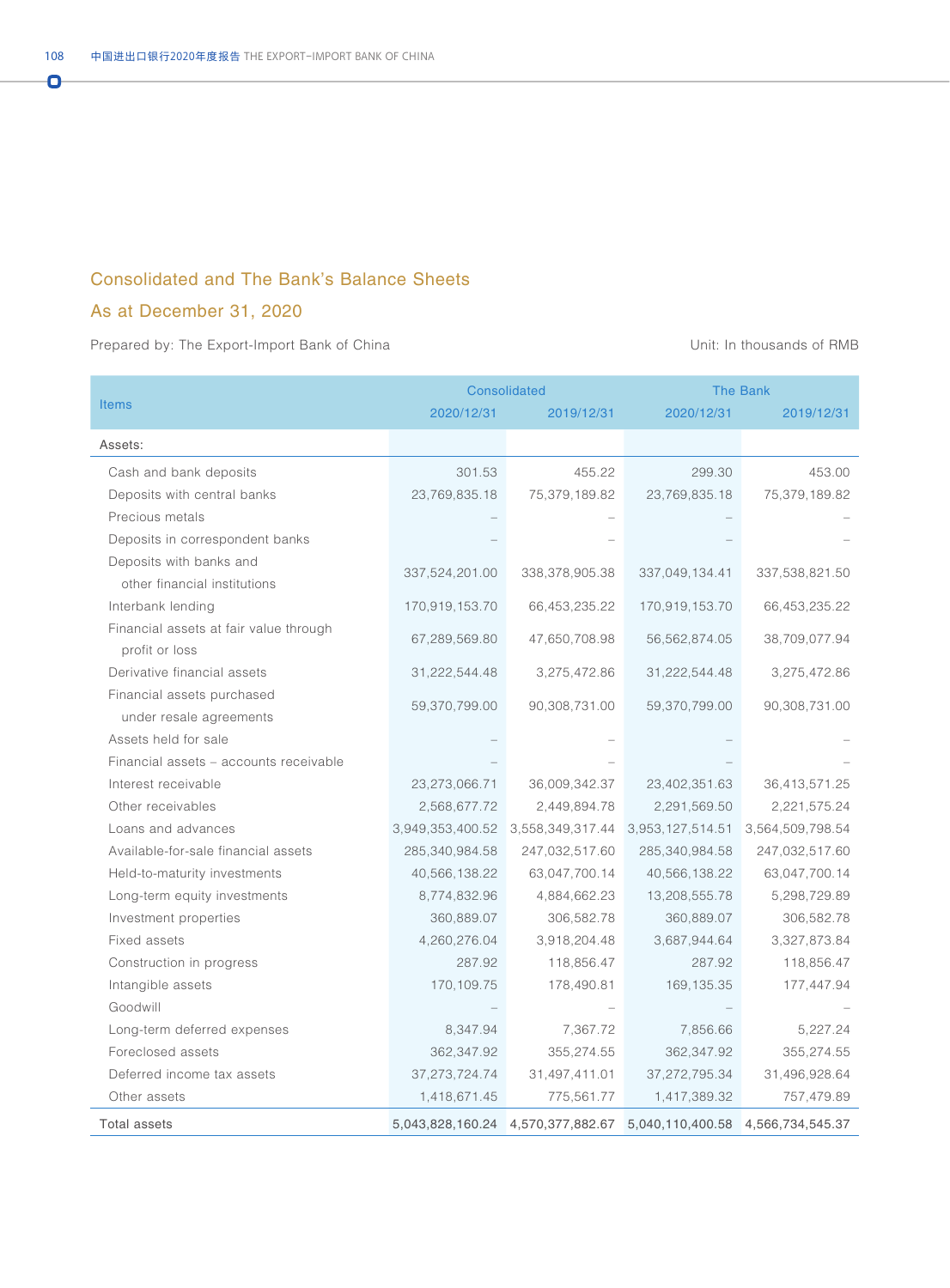## Consolidated and The Bank's Balance Sheets

## As at December 31, 2020

Prepared by: The Export-Import Bank of China

Unit: In thousands of RMB

| Items | Consolidated | | The Bank | |
|---|---|---|---|---|
| | 2020/12/31 | 2019/12/31 | 2020/12/31 | 2019/12/31 |
| Assets: | | | | |
| Cash and bank deposits | 301.53 | 455.22 | 299.30 | 453.00 |
| Deposits with central banks | 23,769,835.18 | 75,379,189.82 | 23,769,835.18 | 75,379,189.82 |
| Precious metals | – | – | – | – |
| Deposits in correspondent banks | – | – | – | – |
| Deposits with banks and other financial institutions | 337,524,201.00 | 338,378,905.38 | 337,049,134.41 | 337,538,821.50 |
| Interbank lending | 170,919,153.70 | 66,453,235.22 | 170,919,153.70 | 66,453,235.22 |
| Financial assets at fair value through profit or loss | 67,289,569.80 | 47,650,708.98 | 56,562,874.05 | 38,709,077.94 |
| Derivative financial assets | 31,222,544.48 | 3,275,472.86 | 31,222,544.48 | 3,275,472.86 |
| Financial assets purchased under resale agreements | 59,370,799.00 | 90,308,731.00 | 59,370,799.00 | 90,308,731.00 |
| Assets held for sale | – | – | – | – |
| Financial assets – accounts receivable | – | – | – | – |
| Interest receivable | 23,273,066.71 | 36,009,342.37 | 23,402,351.63 | 36,413,571.25 |
| Other receivables | 2,568,677.72 | 2,449,894.78 | 2,291,569.50 | 2,221,575.24 |
| Loans and advances | 3,949,353,400.52 | 3,558,349,317.44 | 3,953,127,514.51 | 3,564,509,798.54 |
| Available-for-sale financial assets | 285,340,984.58 | 247,032,517.60 | 285,340,984.58 | 247,032,517.60 |
| Held-to-maturity investments | 40,566,138.22 | 63,047,700.14 | 40,566,138.22 | 63,047,700.14 |
| Long-term equity investments | 8,774,832.96 | 4,884,662.23 | 13,208,555.78 | 5,298,729.89 |
| Investment properties | 360,889.07 | 306,582.78 | 360,889.07 | 306,582.78 |
| Fixed assets | 4,260,276.04 | 3,918,204.48 | 3,687,944.64 | 3,327,873.84 |
| Construction in progress | 287.92 | 118,856.47 | 287.92 | 118,856.47 |
| Intangible assets | 170,109.75 | 178,490.81 | 169,135.35 | 177,447.94 |
| Goodwill | – | – | – | – |
| Long-term deferred expenses | 8,347.94 | 7,367.72 | 7,856.66 | 5,227.24 |
| Foreclosed assets | 362,347.92 | 355,274.55 | 362,347.92 | 355,274.55 |
| Deferred income tax assets | 37,273,724.74 | 31,497,411.01 | 37,272,795.34 | 31,496,928.64 |
| Other assets | 1,418,671.45 | 775,561.77 | 1,417,389.32 | 757,479.89 |
| Total assets | 5,043,828,160.24 | 4,570,377,882.67 | 5,040,110,400.58 | 4,566,734,545.37 |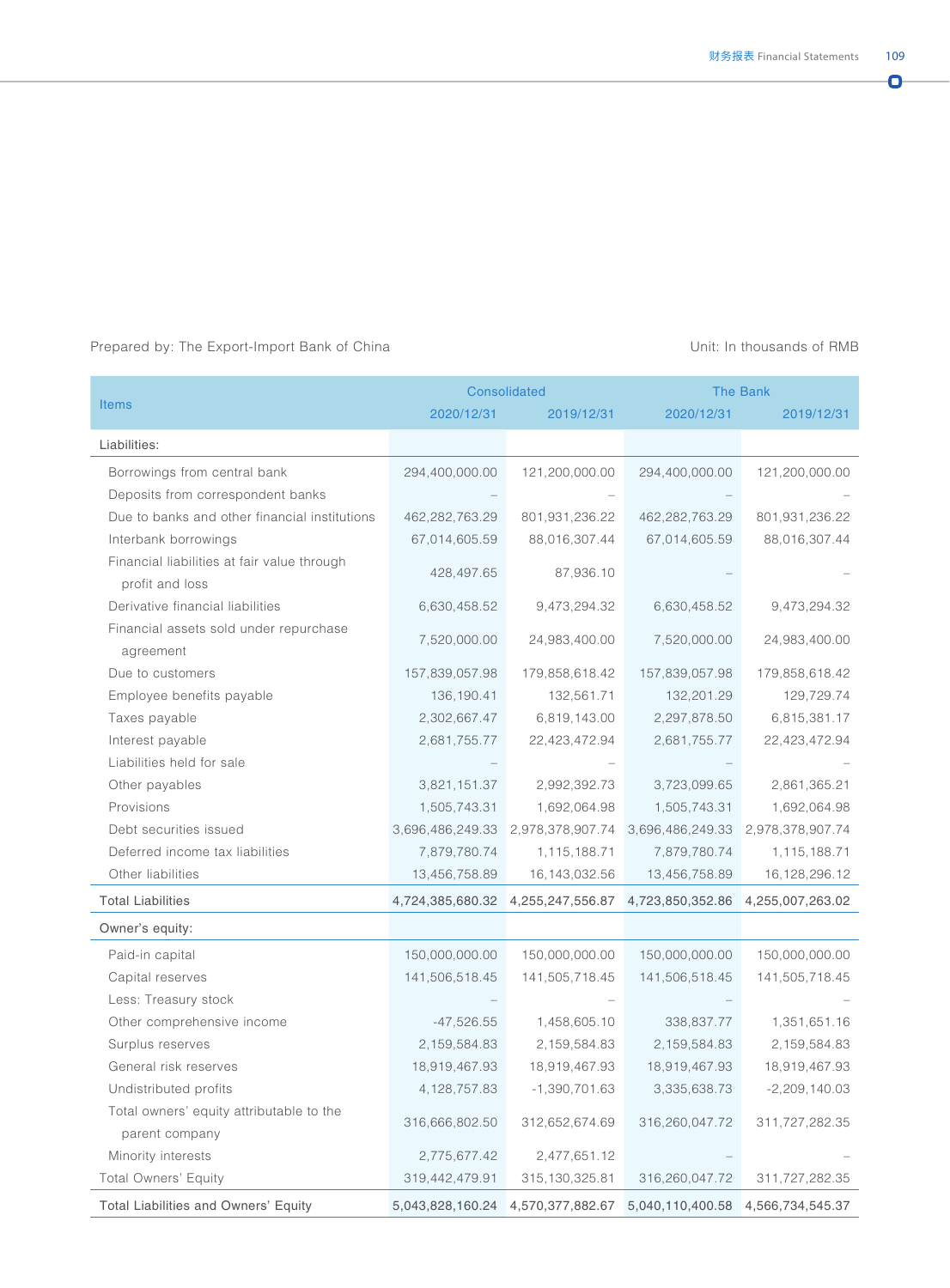Prepared by: The Export-Import Bank of China

Unit: In thousands of RMB

| Items | Consolidated | | The Bank | |
|---|---|---|---|---|
| | 2020/12/31 | 2019/12/31 | 2020/12/31 | 2019/12/31 |
| Liabilities: | | | | |
| Borrowings from central bank | 294,400,000.00 | 121,200,000.00 | 294,400,000.00 | 121,200,000.00 |
| Deposits from correspondent banks | – | – | – | – |
| Due to banks and other financial institutions | 462,282,763.29 | 801,931,236.22 | 462,282,763.29 | 801,931,236.22 |
| Interbank borrowings | 67,014,605.59 | 88,016,307.44 | 67,014,605.59 | 88,016,307.44 |
| Financial liabilities at fair value through profit and loss | 428,497.65 | 87,936.10 | – | – |
| Derivative financial liabilities | 6,630,458.52 | 9,473,294.32 | 6,630,458.52 | 9,473,294.32 |
| Financial assets sold under repurchase agreement | 7,520,000.00 | 24,983,400.00 | 7,520,000.00 | 24,983,400.00 |
| Due to customers | 157,839,057.98 | 179,858,618.42 | 157,839,057.98 | 179,858,618.42 |
| Employee benefits payable | 136,190.41 | 132,561.71 | 132,201.29 | 129,729.74 |
| Taxes payable | 2,302,667.47 | 6,819,143.00 | 2,297,878.50 | 6,815,381.17 |
| Interest payable | 2,681,755.77 | 22,423,472.94 | 2,681,755.77 | 22,423,472.94 |
| Liabilities held for sale | – | – | – | – |
| Other payables | 3,821,151.37 | 2,992,392.73 | 3,723,099.65 | 2,861,365.21 |
| Provisions | 1,505,743.31 | 1,692,064.98 | 1,505,743.31 | 1,692,064.98 |
| Debt securities issued | 3,696,486,249.33 | 2,978,378,907.74 | 3,696,486,249.33 | 2,978,378,907.74 |
| Deferred income tax liabilities | 7,879,780.74 | 1,115,188.71 | 7,879,780.74 | 1,115,188.71 |
| Other liabilities | 13,456,758.89 | 16,143,032.56 | 13,456,758.89 | 16,128,296.12 |
| Total Liabilities | 4,724,385,680.32 | 4,255,247,556.87 | 4,723,850,352.86 | 4,255,007,263.02 |
| Owner's equity: | | | | |
| Paid-in capital | 150,000,000.00 | 150,000,000.00 | 150,000,000.00 | 150,000,000.00 |
| Capital reserves | 141,506,518.45 | 141,505,718.45 | 141,506,518.45 | 141,505,718.45 |
| Less: Treasury stock | – | – | – | – |
| Other comprehensive income | -47,526.55 | 1,458,605.10 | 338,837.77 | 1,351,651.16 |
| Surplus reserves | 2,159,584.83 | 2,159,584.83 | 2,159,584.83 | 2,159,584.83 |
| General risk reserves | 18,919,467.93 | 18,919,467.93 | 18,919,467.93 | 18,919,467.93 |
| Undistributed profits | 4,128,757.83 | -1,390,701.63 | 3,335,638.73 | -2,209,140.03 |
| Total owners' equity attributable to the parent company | 316,666,802.50 | 312,652,674.69 | 316,260,047.72 | 311,727,282.35 |
| Minority interests | 2,775,677.42 | 2,477,651.12 | – | – |
| Total Owners' Equity | 319,442,479.91 | 315,130,325.81 | 316,260,047.72 | 311,727,282.35 |
| Total Liabilities and Owners' Equity | 5,043,828,160.24 | 4,570,377,882.67 | 5,040,110,400.58 | 4,566,734,545.37 |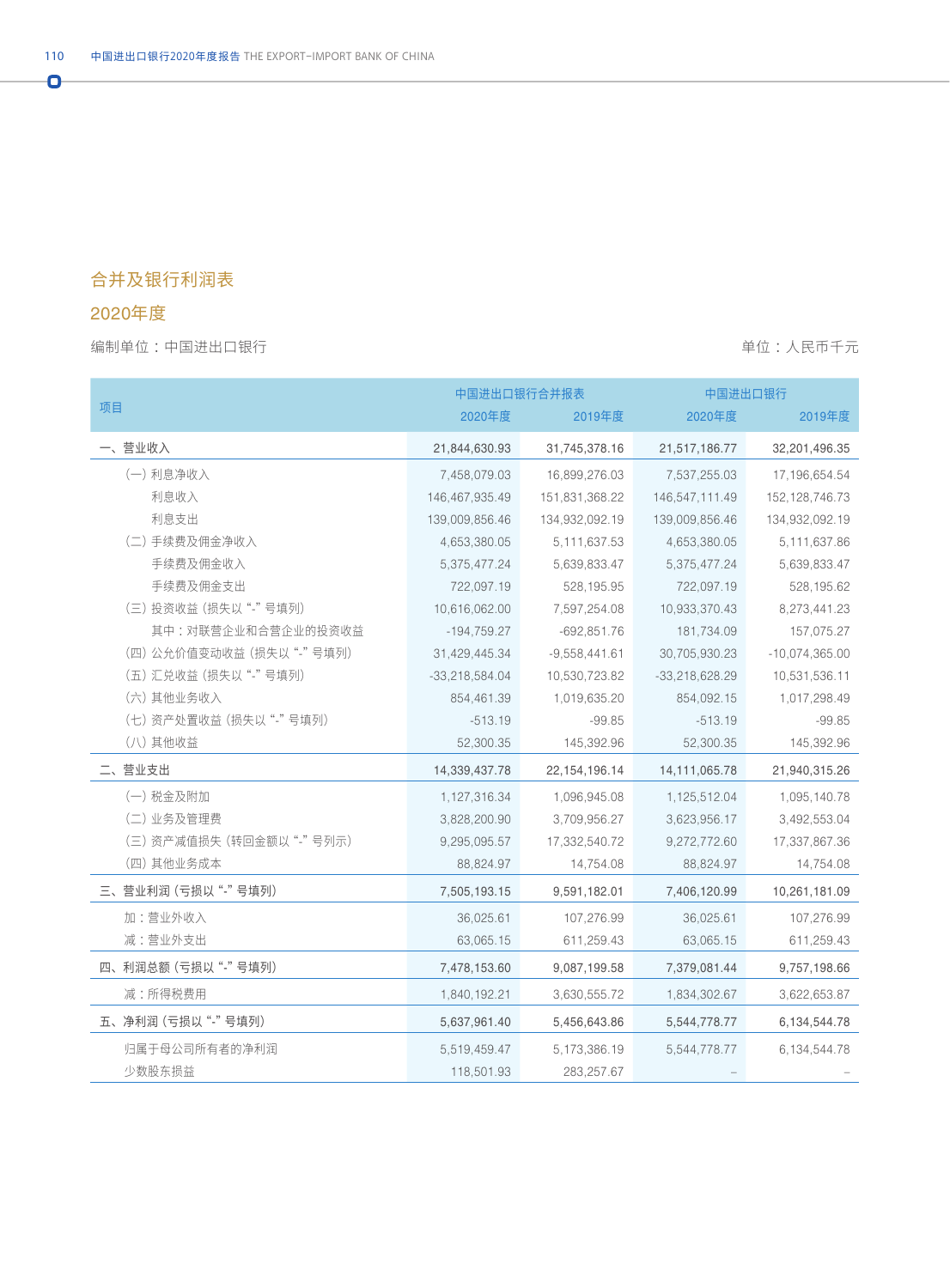## 合并及银行利润表

## 2020年度

编制单位：中国进出口银行　　　　　　　　　　　　　　　　　　　　单位：人民币千元

| 项目 | 中国进出口银行合并报表 | | 中国进出口银行 | |
|---|---|---|---|---|
| | 2020年度 | 2019年度 | 2020年度 | 2019年度 |
| 一、营业收入 | 21,844,630.93 | 31,745,378.16 | 21,517,186.77 | 32,201,496.35 |
| （一）利息净收入 | 7,458,079.03 | 16,899,276.03 | 7,537,255.03 | 17,196,654.54 |
| 利息收入 | 146,467,935.49 | 151,831,368.22 | 146,547,111.49 | 152,128,746.73 |
| 利息支出 | 139,009,856.46 | 134,932,092.19 | 139,009,856.46 | 134,932,092.19 |
| （二）手续费及佣金净收入 | 4,653,380.05 | 5,111,637.53 | 4,653,380.05 | 5,111,637.86 |
| 手续费及佣金收入 | 5,375,477.24 | 5,639,833.47 | 5,375,477.24 | 5,639,833.47 |
| 手续费及佣金支出 | 722,097.19 | 528,195.95 | 722,097.19 | 528,195.62 |
| （三）投资收益（损失以"-"号填列） | 10,616,062.00 | 7,597,254.08 | 10,933,370.43 | 8,273,441.23 |
| 其中：对联营企业和合营企业的投资收益 | -194,759.27 | -692,851.76 | 181,734.09 | 157,075.27 |
| （四）公允价值变动收益（损失以"-"号填列） | 31,429,445.34 | -9,558,441.61 | 30,705,930.23 | -10,074,365.00 |
| （五）汇兑收益（损失以"-"号填列） | -33,218,584.04 | 10,530,723.82 | -33,218,628.29 | 10,531,536.11 |
| （六）其他业务收入 | 854,461.39 | 1,019,635.20 | 854,092.15 | 1,017,298.49 |
| （七）资产处置收益（损失以"-"号填列） | -513.19 | -99.85 | -513.19 | -99.85 |
| （八）其他收益 | 52,300.35 | 145,392.96 | 52,300.35 | 145,392.96 |
| 二、营业支出 | 14,339,437.78 | 22,154,196.14 | 14,111,065.78 | 21,940,315.26 |
| （一）税金及附加 | 1,127,316.34 | 1,096,945.08 | 1,125,512.04 | 1,095,140.78 |
| （二）业务及管理费 | 3,828,200.90 | 3,709,956.27 | 3,623,956.17 | 3,492,553.04 |
| （三）资产减值损失（转回金额以"-"号列示） | 9,295,095.57 | 17,332,540.72 | 9,272,772.60 | 17,337,867.36 |
| （四）其他业务成本 | 88,824.97 | 14,754.08 | 88,824.97 | 14,754.08 |
| 三、营业利润（亏损以"-"号填列） | 7,505,193.15 | 9,591,182.01 | 7,406,120.99 | 10,261,181.09 |
| 加：营业外收入 | 36,025.61 | 107,276.99 | 36,025.61 | 107,276.99 |
| 减：营业外支出 | 63,065.15 | 611,259.43 | 63,065.15 | 611,259.43 |
| 四、利润总额（亏损以"-"号填列） | 7,478,153.60 | 9,087,199.58 | 7,379,081.44 | 9,757,198.66 |
| 减：所得税费用 | 1,840,192.21 | 3,630,555.72 | 1,834,302.67 | 3,622,653.87 |
| 五、净利润（亏损以"-"号填列） | 5,637,961.40 | 5,456,643.86 | 5,544,778.77 | 6,134,544.78 |
| 归属于母公司所有者的净利润 | 5,519,459.47 | 5,173,386.19 | 5,544,778.77 | 6,134,544.78 |
| 少数股东损益 | 118,501.93 | 283,257.67 | – | – |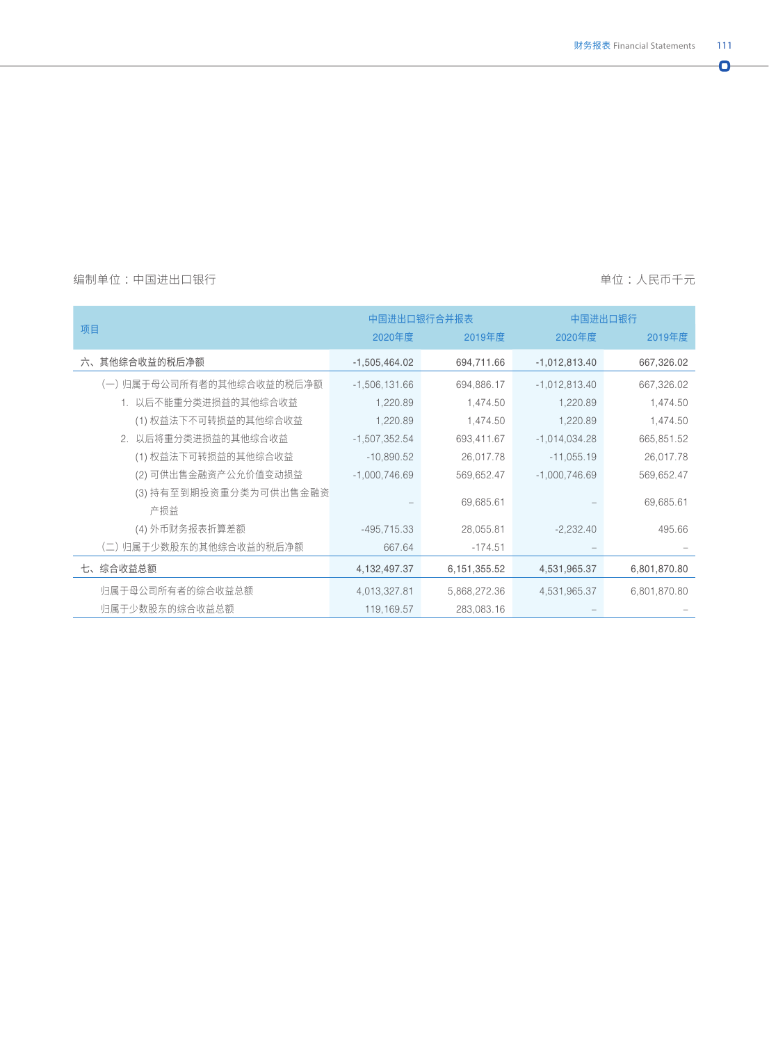编制单位：中国进出口银行

单位：人民币千元

| 项目 | 中国进出口银行合并报表 | | 中国进出口银行 | |
|---|---|---|---|---|
| | 2020年度 | 2019年度 | 2020年度 | 2019年度 |
| 六、其他综合收益的税后净额 | -1,505,464.02 | 694,711.66 | -1,012,813.40 | 667,326.02 |
| (一) 归属于母公司所有者的其他综合收益的税后净额 | -1,506,131.66 | 694,886.17 | -1,012,813.40 | 667,326.02 |
| 1. 以后不能重分类进损益的其他综合收益 | 1,220.89 | 1,474.50 | 1,220.89 | 1,474.50 |
| (1) 权益法下不可转损益的其他综合收益 | 1,220.89 | 1,474.50 | 1,220.89 | 1,474.50 |
| 2. 以后将重分类进损益的其他综合收益 | -1,507,352.54 | 693,411.67 | -1,014,034.28 | 665,851.52 |
| (1) 权益法下可转损益的其他综合收益 | -10,890.52 | 26,017.78 | -11,055.19 | 26,017.78 |
| (2) 可供出售金融资产公允价值变动损益 | -1,000,746.69 | 569,652.47 | -1,000,746.69 | 569,652.47 |
| (3) 持有至到期投资重分类为可供出售金融资产损益 | – | 69,685.61 | – | 69,685.61 |
| (4) 外币财务报表折算差额 | -495,715.33 | 28,055.81 | -2,232.40 | 495.66 |
| (二) 归属于少数股东的其他综合收益的税后净额 | 667.64 | -174.51 | – | – |
| 七、综合收益总额 | 4,132,497.37 | 6,151,355.52 | 4,531,965.37 | 6,801,870.80 |
| 归属于母公司所有者的综合收益总额 | 4,013,327.81 | 5,868,272.36 | 4,531,965.37 | 6,801,870.80 |
| 归属于少数股东的综合收益总额 | 119,169.57 | 283,083.16 | – | – |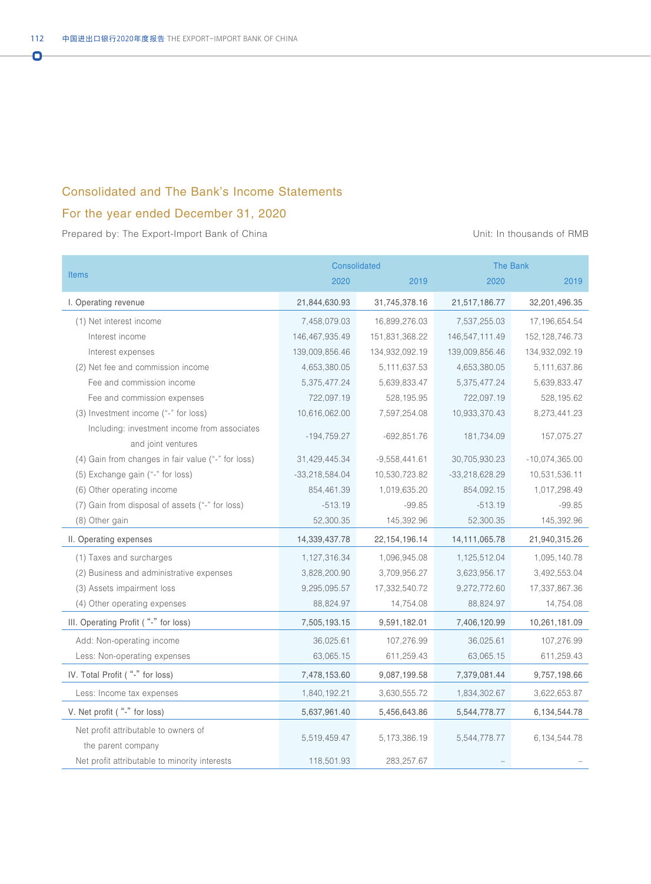## Consolidated and The Bank's Income Statements

## For the year ended December 31, 2020

Prepared by: The Export-Import Bank of China

Unit: In thousands of RMB

| Items | Consolidated | | The Bank | |
|---|---|---|---|---|
| | 2020 | 2019 | 2020 | 2019 |
| I. Operating revenue | 21,844,630.93 | 31,745,378.16 | 21,517,186.77 | 32,201,496.35 |
| (1) Net interest income | 7,458,079.03 | 16,899,276.03 | 7,537,255.03 | 17,196,654.54 |
| Interest income | 146,467,935.49 | 151,831,368.22 | 146,547,111.49 | 152,128,746.73 |
| Interest expenses | 139,009,856.46 | 134,932,092.19 | 139,009,856.46 | 134,932,092.19 |
| (2) Net fee and commission income | 4,653,380.05 | 5,111,637.53 | 4,653,380.05 | 5,111,637.86 |
| Fee and commission income | 5,375,477.24 | 5,639,833.47 | 5,375,477.24 | 5,639,833.47 |
| Fee and commission expenses | 722,097.19 | 528,195.95 | 722,097.19 | 528,195.62 |
| (3) Investment income ("-" for loss) | 10,616,062.00 | 7,597,254.08 | 10,933,370.43 | 8,273,441.23 |
| Including: investment income from associates and joint ventures | -194,759.27 | -692,851.76 | 181,734.09 | 157,075.27 |
| (4) Gain from changes in fair value ("-" for loss) | 31,429,445.34 | -9,558,441.61 | 30,705,930.23 | -10,074,365.00 |
| (5) Exchange gain ("-" for loss) | -33,218,584.04 | 10,530,723.82 | -33,218,628.29 | 10,531,536.11 |
| (6) Other operating income | 854,461.39 | 1,019,635.20 | 854,092.15 | 1,017,298.49 |
| (7) Gain from disposal of assets ("-" for loss) | -513.19 | -99.85 | -513.19 | -99.85 |
| (8) Other gain | 52,300.35 | 145,392.96 | 52,300.35 | 145,392.96 |
| II. Operating expenses | 14,339,437.78 | 22,154,196.14 | 14,111,065.78 | 21,940,315.26 |
| (1) Taxes and surcharges | 1,127,316.34 | 1,096,945.08 | 1,125,512.04 | 1,095,140.78 |
| (2) Business and administrative expenses | 3,828,200.90 | 3,709,956.27 | 3,623,956.17 | 3,492,553.04 |
| (3) Assets impairment loss | 9,295,095.57 | 17,332,540.72 | 9,272,772.60 | 17,337,867.36 |
| (4) Other operating expenses | 88,824.97 | 14,754.08 | 88,824.97 | 14,754.08 |
| III. Operating Profit ( "-" for loss) | 7,505,193.15 | 9,591,182.01 | 7,406,120.99 | 10,261,181.09 |
| Add: Non-operating income | 36,025.61 | 107,276.99 | 36,025.61 | 107,276.99 |
| Less: Non-operating expenses | 63,065.15 | 611,259.43 | 63,065.15 | 611,259.43 |
| IV. Total Profit ( "-" for loss) | 7,478,153.60 | 9,087,199.58 | 7,379,081.44 | 9,757,198.66 |
| Less: Income tax expenses | 1,840,192.21 | 3,630,555.72 | 1,834,302.67 | 3,622,653.87 |
| V. Net profit ( "-" for loss) | 5,637,961.40 | 5,456,643.86 | 5,544,778.77 | 6,134,544.78 |
| Net profit attributable to owners of the parent company | 5,519,459.47 | 5,173,386.19 | 5,544,778.77 | 6,134,544.78 |
| Net profit attributable to minority interests | 118,501.93 | 283,257.67 | – | – |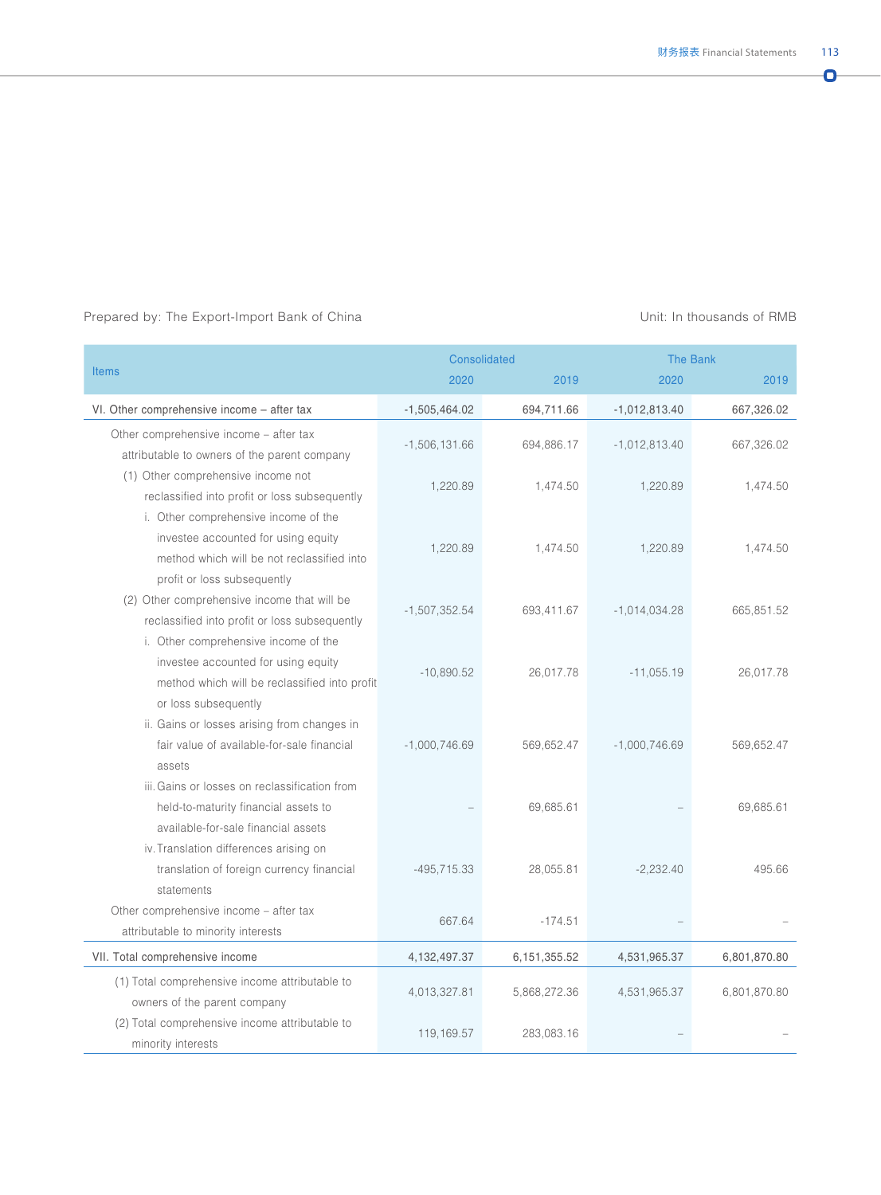Prepared by: The Export-Import Bank of China

Unit: In thousands of RMB

| Items | Consolidated | | The Bank | |
|---|---|---|---|---|
| | 2020 | 2019 | 2020 | 2019 |
| VI. Other comprehensive income – after tax | -1,505,464.02 | 694,711.66 | -1,012,813.40 | 667,326.02 |
| Other comprehensive income – after tax attributable to owners of the parent company | -1,506,131.66 | 694,886.17 | -1,012,813.40 | 667,326.02 |
| (1) Other comprehensive income not reclassified into profit or loss subsequently | 1,220.89 | 1,474.50 | 1,220.89 | 1,474.50 |
| i. Other comprehensive income of the investee accounted for using equity method which will be not reclassified into profit or loss subsequently | 1,220.89 | 1,474.50 | 1,220.89 | 1,474.50 |
| (2) Other comprehensive income that will be reclassified into profit or loss subsequently | -1,507,352.54 | 693,411.67 | -1,014,034.28 | 665,851.52 |
| i. Other comprehensive income of the investee accounted for using equity method which will be reclassified into profit or loss subsequently | -10,890.52 | 26,017.78 | -11,055.19 | 26,017.78 |
| ii. Gains or losses arising from changes in fair value of available-for-sale financial assets | -1,000,746.69 | 569,652.47 | -1,000,746.69 | 569,652.47 |
| iii. Gains or losses on reclassification from held-to-maturity financial assets to available-for-sale financial assets | – | 69,685.61 | – | 69,685.61 |
| iv. Translation differences arising on translation of foreign currency financial statements | -495,715.33 | 28,055.81 | -2,232.40 | 495.66 |
| Other comprehensive income – after tax attributable to minority interests | 667.64 | -174.51 | – | – |
| VII. Total comprehensive income | 4,132,497.37 | 6,151,355.52 | 4,531,965.37 | 6,801,870.80 |
| (1) Total comprehensive income attributable to owners of the parent company | 4,013,327.81 | 5,868,272.36 | 4,531,965.37 | 6,801,870.80 |
| (2) Total comprehensive income attributable to minority interests | 119,169.57 | 283,083.16 | – | – |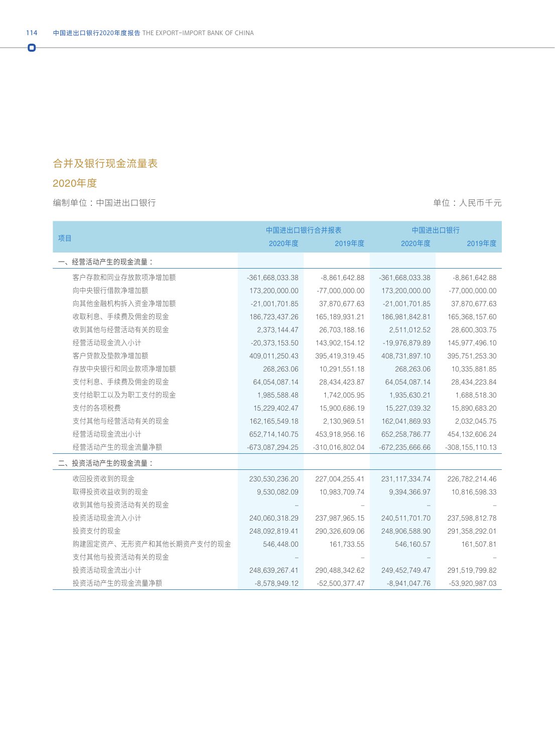## 合并及银行现金流量表

## 2020年度

编制单位：中国进出口银行　　　　　　　　　　　　　　　　　　　　　　单位：人民币千元

| 项目 | 中国进出口银行合并报表 | | 中国进出口银行 | |
|---|---|---|---|---|
| | 2020年度 | 2019年度 | 2020年度 | 2019年度 |
| 一、经营活动产生的现金流量： | | | | |
| 客户存款和同业存放款项净增加额 | -361,668,033.38 | -8,861,642.88 | -361,668,033.38 | -8,861,642.88 |
| 向中央银行借款净增加额 | 173,200,000.00 | -77,000,000.00 | 173,200,000.00 | -77,000,000.00 |
| 向其他金融机构拆入资金净增加额 | -21,001,701.85 | 37,870,677.63 | -21,001,701.85 | 37,870,677.63 |
| 收取利息、手续费及佣金的现金 | 186,723,437.26 | 165,189,931.21 | 186,981,842.81 | 165,368,157.60 |
| 收到其他与经营活动有关的现金 | 2,373,144.47 | 26,703,188.16 | 2,511,012.52 | 28,600,303.75 |
| 经营活动现金流入小计 | -20,373,153.50 | 143,902,154.12 | -19,976,879.89 | 145,977,496.10 |
| 客户贷款及垫款净增加额 | 409,011,250.43 | 395,419,319.45 | 408,731,897.10 | 395,751,253.30 |
| 存放中央银行和同业款项净增加额 | 268,263.06 | 10,291,551.18 | 268,263.06 | 10,335,881.85 |
| 支付利息、手续费及佣金的现金 | 64,054,087.14 | 28,434,423.87 | 64,054,087.14 | 28,434,223.84 |
| 支付给职工以及为职工支付的现金 | 1,985,588.48 | 1,742,005.95 | 1,935,630.21 | 1,688,518.30 |
| 支付的各项税费 | 15,229,402.47 | 15,900,686.19 | 15,227,039.32 | 15,890,683.20 |
| 支付其他与经营活动有关的现金 | 162,165,549.18 | 2,130,969.51 | 162,041,869.93 | 2,032,045.75 |
| 经营活动现金流出小计 | 652,714,140.75 | 453,918,956.16 | 652,258,786.77 | 454,132,606.24 |
| 经营活动产生的现金流量净额 | -673,087,294.25 | -310,016,802.04 | -672,235,666.66 | -308,155,110.13 |
| 二、投资活动产生的现金流量： | | | | |
| 收回投资收到的现金 | 230,530,236.20 | 227,004,255.41 | 231,117,334.74 | 226,782,214.46 |
| 取得投资收益收到的现金 | 9,530,082.09 | 10,983,709.74 | 9,394,366.97 | 10,816,598.33 |
| 收到其他与投资活动有关的现金 | – | – | – | – |
| 投资活动现金流入小计 | 240,060,318.29 | 237,987,965.15 | 240,511,701.70 | 237,598,812.78 |
| 投资支付的现金 | 248,092,819.41 | 290,326,609.06 | 248,906,588.90 | 291,358,292.01 |
| 购建固定资产、无形资产和其他长期资产支付的现金 | 546,448.00 | 161,733.55 | 546,160.57 | 161,507.81 |
| 支付其他与投资活动有关的现金 | – | – | – | – |
| 投资活动现金流出小计 | 248,639,267.41 | 290,488,342.62 | 249,452,749.47 | 291,519,799.82 |
| 投资活动产生的现金流量净额 | -8,578,949.12 | -52,500,377.47 | -8,941,047.76 | -53,920,987.03 |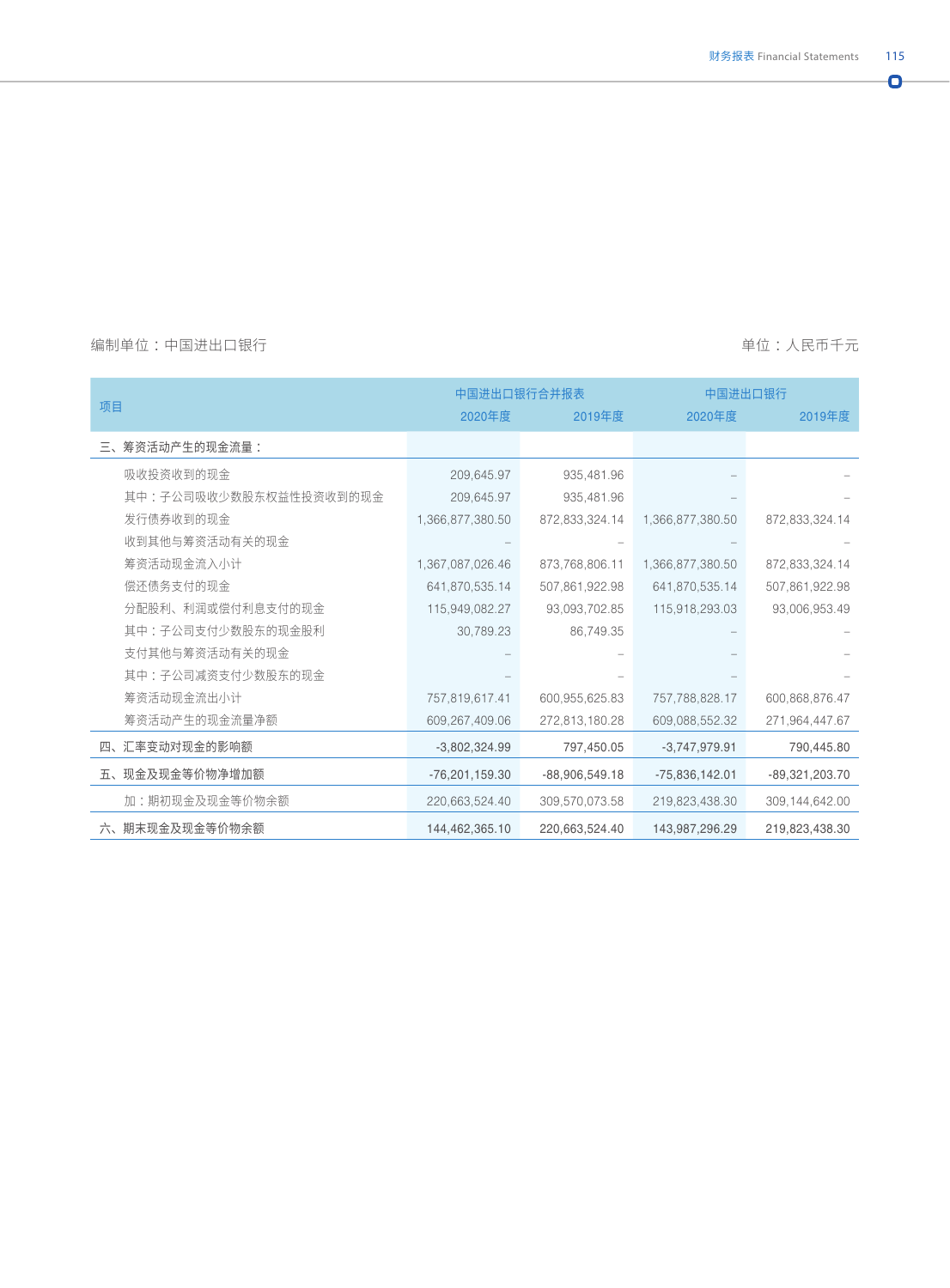编制单位：中国进出口银行

单位：人民币千元

| 项目 | 中国进出口银行合并报表 | | 中国进出口银行 | |
|---|---|---|---|---|
| | 2020年度 | 2019年度 | 2020年度 | 2019年度 |
| 三、筹资活动产生的现金流量： | | | | |
| 吸收投资收到的现金 | 209,645.97 | 935,481.96 | – | – |
| 其中：子公司吸收少数股东权益性投资收到的现金 | 209,645.97 | 935,481.96 | – | – |
| 发行债券收到的现金 | 1,366,877,380.50 | 872,833,324.14 | 1,366,877,380.50 | 872,833,324.14 |
| 收到其他与筹资活动有关的现金 | – | – | – | – |
| 筹资活动现金流入小计 | 1,367,087,026.46 | 873,768,806.11 | 1,366,877,380.50 | 872,833,324.14 |
| 偿还债务支付的现金 | 641,870,535.14 | 507,861,922.98 | 641,870,535.14 | 507,861,922.98 |
| 分配股利、利润或偿付利息支付的现金 | 115,949,082.27 | 93,093,702.85 | 115,918,293.03 | 93,006,953.49 |
| 其中：子公司支付少数股东的现金股利 | 30,789.23 | 86,749.35 | – | – |
| 支付其他与筹资活动有关的现金 | – | – | – | – |
| 其中：子公司减资支付少数股东的现金 | – | – | – | – |
| 筹资活动现金流出小计 | 757,819,617.41 | 600,955,625.83 | 757,788,828.17 | 600,868,876.47 |
| 筹资活动产生的现金流量净额 | 609,267,409.06 | 272,813,180.28 | 609,088,552.32 | 271,964,447.67 |
| 四、汇率变动对现金的影响额 | -3,802,324.99 | 797,450.05 | -3,747,979.91 | 790,445.80 |
| 五、现金及现金等价物净增加额 | -76,201,159.30 | -88,906,549.18 | -75,836,142.01 | -89,321,203.70 |
| 加：期初现金及现金等价物余额 | 220,663,524.40 | 309,570,073.58 | 219,823,438.30 | 309,144,642.00 |
| 六、期末现金及现金等价物余额 | 144,462,365.10 | 220,663,524.40 | 143,987,296.29 | 219,823,438.30 |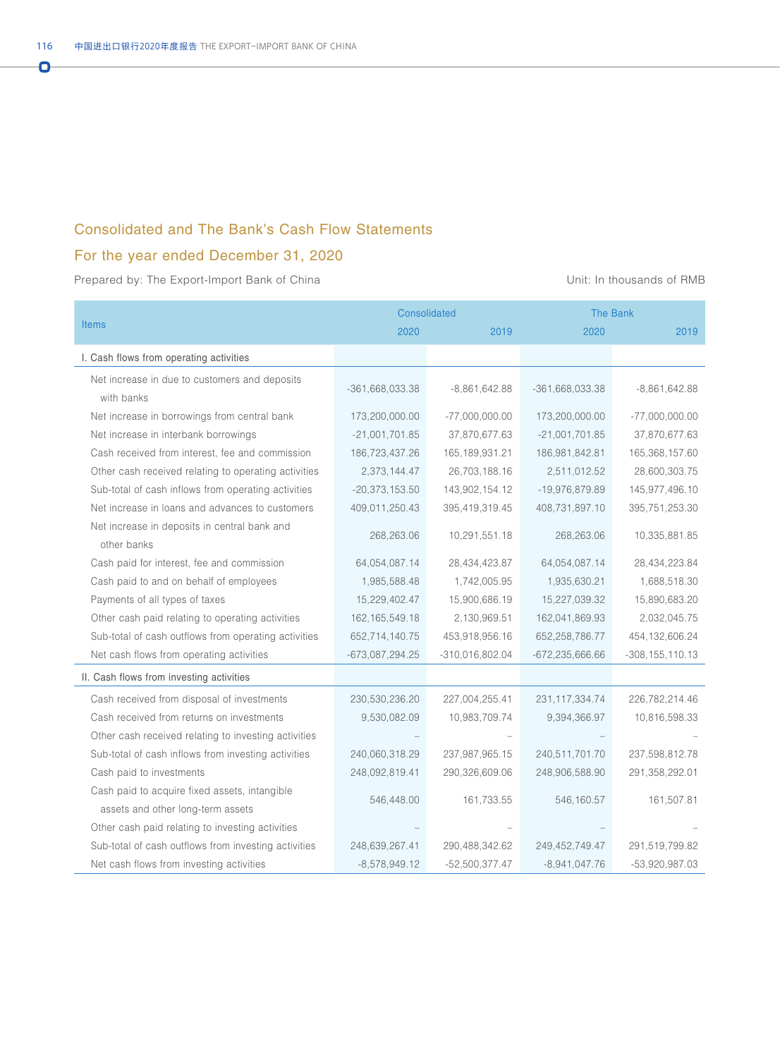## Consolidated and The Bank's Cash Flow Statements

## For the year ended December 31, 2020

Prepared by: The Export-Import Bank of China

Unit: In thousands of RMB

| Items | Consolidated | | The Bank | |
|---|---|---|---|---|
| | 2020 | 2019 | 2020 | 2019 |
| I. Cash flows from operating activities | | | | |
| Net increase in due to customers and deposits with banks | -361,668,033.38 | -8,861,642.88 | -361,668,033.38 | -8,861,642.88 |
| Net increase in borrowings from central bank | 173,200,000.00 | -77,000,000.00 | 173,200,000.00 | -77,000,000.00 |
| Net increase in interbank borrowings | -21,001,701.85 | 37,870,677.63 | -21,001,701.85 | 37,870,677.63 |
| Cash received from interest, fee and commission | 186,723,437.26 | 165,189,931.21 | 186,981,842.81 | 165,368,157.60 |
| Other cash received relating to operating activities | 2,373,144.47 | 26,703,188.16 | 2,511,012.52 | 28,600,303.75 |
| Sub-total of cash inflows from operating activities | -20,373,153.50 | 143,902,154.12 | -19,976,879.89 | 145,977,496.10 |
| Net increase in loans and advances to customers | 409,011,250.43 | 395,419,319.45 | 408,731,897.10 | 395,751,253.30 |
| Net increase in deposits in central bank and other banks | 268,263.06 | 10,291,551.18 | 268,263.06 | 10,335,881.85 |
| Cash paid for interest, fee and commission | 64,054,087.14 | 28,434,423.87 | 64,054,087.14 | 28,434,223.84 |
| Cash paid to and on behalf of employees | 1,985,588.48 | 1,742,005.95 | 1,935,630.21 | 1,688,518.30 |
| Payments of all types of taxes | 15,229,402.47 | 15,900,686.19 | 15,227,039.32 | 15,890,683.20 |
| Other cash paid relating to operating activities | 162,165,549.18 | 2,130,969.51 | 162,041,869.93 | 2,032,045.75 |
| Sub-total of cash outflows from operating activities | 652,714,140.75 | 453,918,956.16 | 652,258,786.77 | 454,132,606.24 |
| Net cash flows from operating activities | -673,087,294.25 | -310,016,802.04 | -672,235,666.66 | -308,155,110.13 |
| II. Cash flows from investing activities | | | | |
| Cash received from disposal of investments | 230,530,236.20 | 227,004,255.41 | 231,117,334.74 | 226,782,214.46 |
| Cash received from returns on investments | 9,530,082.09 | 10,983,709.74 | 9,394,366.97 | 10,816,598.33 |
| Other cash received relating to investing activities | – | – | – | – |
| Sub-total of cash inflows from investing activities | 240,060,318.29 | 237,987,965.15 | 240,511,701.70 | 237,598,812.78 |
| Cash paid to investments | 248,092,819.41 | 290,326,609.06 | 248,906,588.90 | 291,358,292.01 |
| Cash paid to acquire fixed assets, intangible assets and other long-term assets | 546,448.00 | 161,733.55 | 546,160.57 | 161,507.81 |
| Other cash paid relating to investing activities | – | – | – | – |
| Sub-total of cash outflows from investing activities | 248,639,267.41 | 290,488,342.62 | 249,452,749.47 | 291,519,799.82 |
| Net cash flows from investing activities | -8,578,949.12 | -52,500,377.47 | -8,941,047.76 | -53,920,987.03 |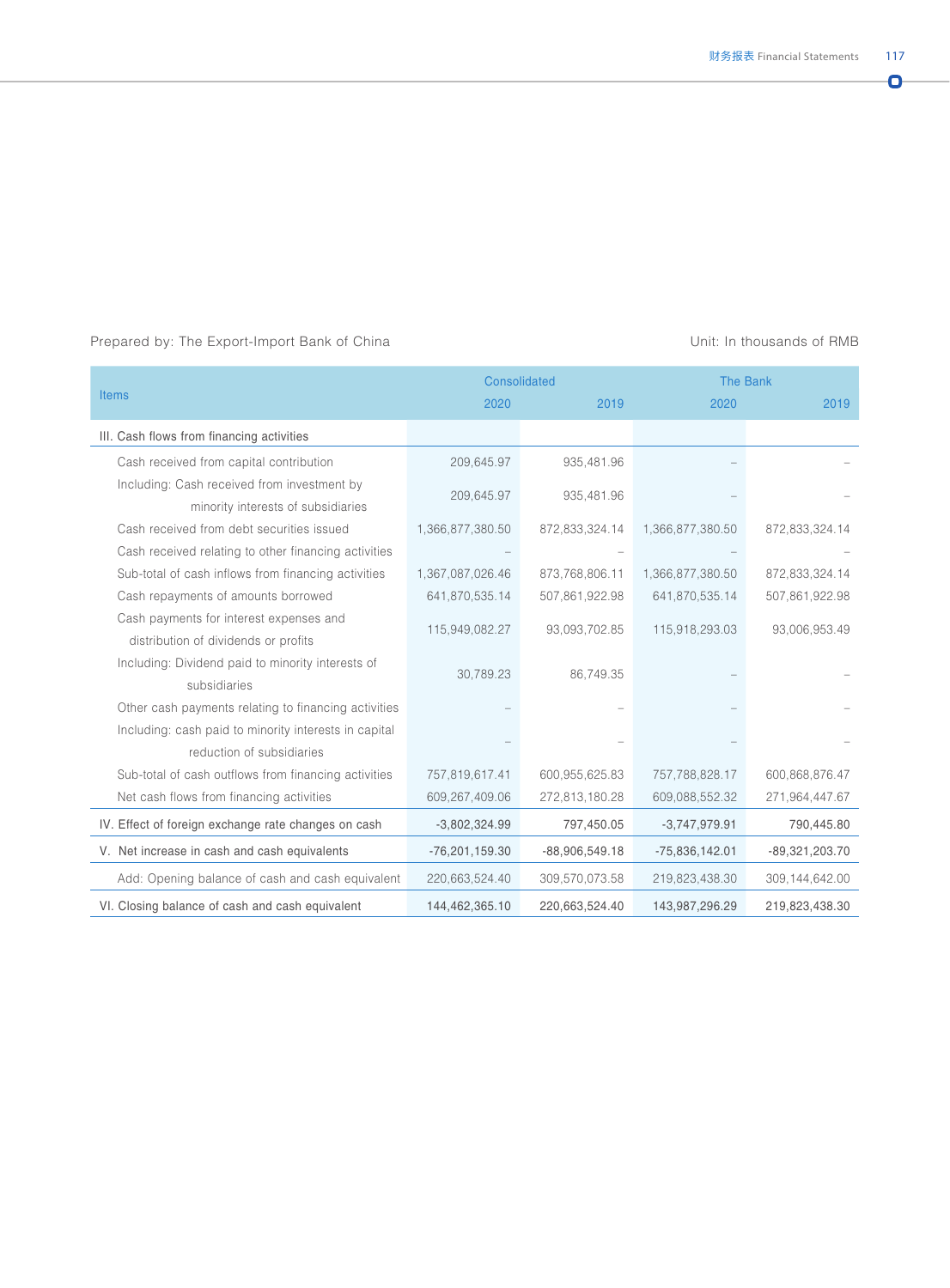Prepared by: The Export-Import Bank of China

Unit: In thousands of RMB

| Items | Consolidated | | The Bank | |
|---|---|---|---|---|
| | 2020 | 2019 | 2020 | 2019 |
| III. Cash flows from financing activities | | | | |
| Cash received from capital contribution | 209,645.97 | 935,481.96 | – | – |
| Including: Cash received from investment by minority interests of subsidiaries | 209,645.97 | 935,481.96 | – | – |
| Cash received from debt securities issued | 1,366,877,380.50 | 872,833,324.14 | 1,366,877,380.50 | 872,833,324.14 |
| Cash received relating to other financing activities | – | – | – | – |
| Sub-total of cash inflows from financing activities | 1,367,087,026.46 | 873,768,806.11 | 1,366,877,380.50 | 872,833,324.14 |
| Cash repayments of amounts borrowed | 641,870,535.14 | 507,861,922.98 | 641,870,535.14 | 507,861,922.98 |
| Cash payments for interest expenses and distribution of dividends or profits | 115,949,082.27 | 93,093,702.85 | 115,918,293.03 | 93,006,953.49 |
| Including: Dividend paid to minority interests of subsidiaries | 30,789.23 | 86,749.35 | – | – |
| Other cash payments relating to financing activities | – | – | – | – |
| Including: cash paid to minority interests in capital reduction of subsidiaries | – | – | – | – |
| Sub-total of cash outflows from financing activities | 757,819,617.41 | 600,955,625.83 | 757,788,828.17 | 600,868,876.47 |
| Net cash flows from financing activities | 609,267,409.06 | 272,813,180.28 | 609,088,552.32 | 271,964,447.67 |
| IV. Effect of foreign exchange rate changes on cash | -3,802,324.99 | 797,450.05 | -3,747,979.91 | 790,445.80 |
| V. Net increase in cash and cash equivalents | -76,201,159.30 | -88,906,549.18 | -75,836,142.01 | -89,321,203.70 |
| Add: Opening balance of cash and cash equivalent | 220,663,524.40 | 309,570,073.58 | 219,823,438.30 | 309,144,642.00 |
| VI. Closing balance of cash and cash equivalent | 144,462,365.10 | 220,663,524.40 | 143,987,296.29 | 219,823,438.30 |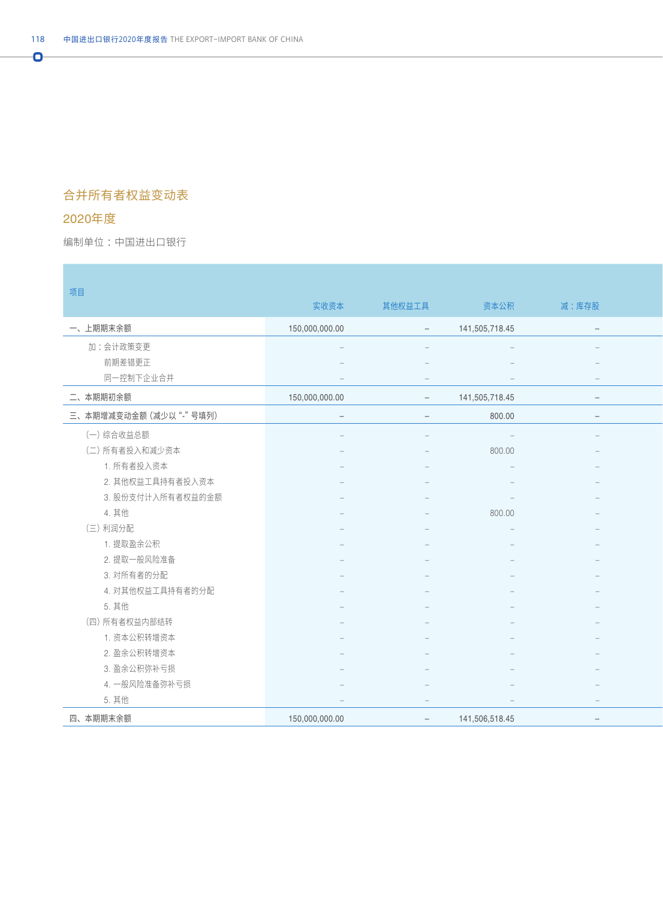## 合并所有者权益变动表

## 2020年度

编制单位：中国进出口银行

| 项目 | 实收资本 | 其他权益工具 | 资本公积 | 减：库存股 |
|---|---|---|---|---|
| 一、上期期末余额 | 150,000,000.00 | – | 141,505,718.45 | – |
| 加：会计政策变更 | – | – | – | – |
| 前期差错更正 | – | – | – | – |
| 同一控制下企业合并 | – | – | – | – |
| 二、本期期初余额 | 150,000,000.00 | – | 141,505,718.45 | – |
| 三、本期增减变动金额（减少以“-”号填列） | – | – | 800.00 | – |
| （一）综合收益总额 | – | – | – | – |
| （二）所有者投入和减少资本 | – | – | 800.00 | – |
| 1. 所有者投入资本 | – | – | – | – |
| 2. 其他权益工具持有者投入资本 | – | – | – | – |
| 3. 股份支付计入所有者权益的金额 | – | – | – | – |
| 4. 其他 | – | – | 800.00 | – |
| （三）利润分配 | – | – | – | – |
| 1. 提取盈余公积 | – | – | – | – |
| 2. 提取一般风险准备 | – | – | – | – |
| 3. 对所有者的分配 | – | – | – | – |
| 4. 对其他权益工具持有者的分配 | – | – | – | – |
| 5. 其他 | – | – | – | – |
| （四）所有者权益内部结转 | – | – | – | – |
| 1. 资本公积转增资本 | – | – | – | – |
| 2. 盈余公积转增资本 | – | – | – | – |
| 3. 盈余公积弥补亏损 | – | – | – | – |
| 4. 一般风险准备弥补亏损 | – | – | – | – |
| 5. 其他 | – | – | – | – |
| 四、本期期末余额 | 150,000,000.00 | – | 141,506,518.45 | – |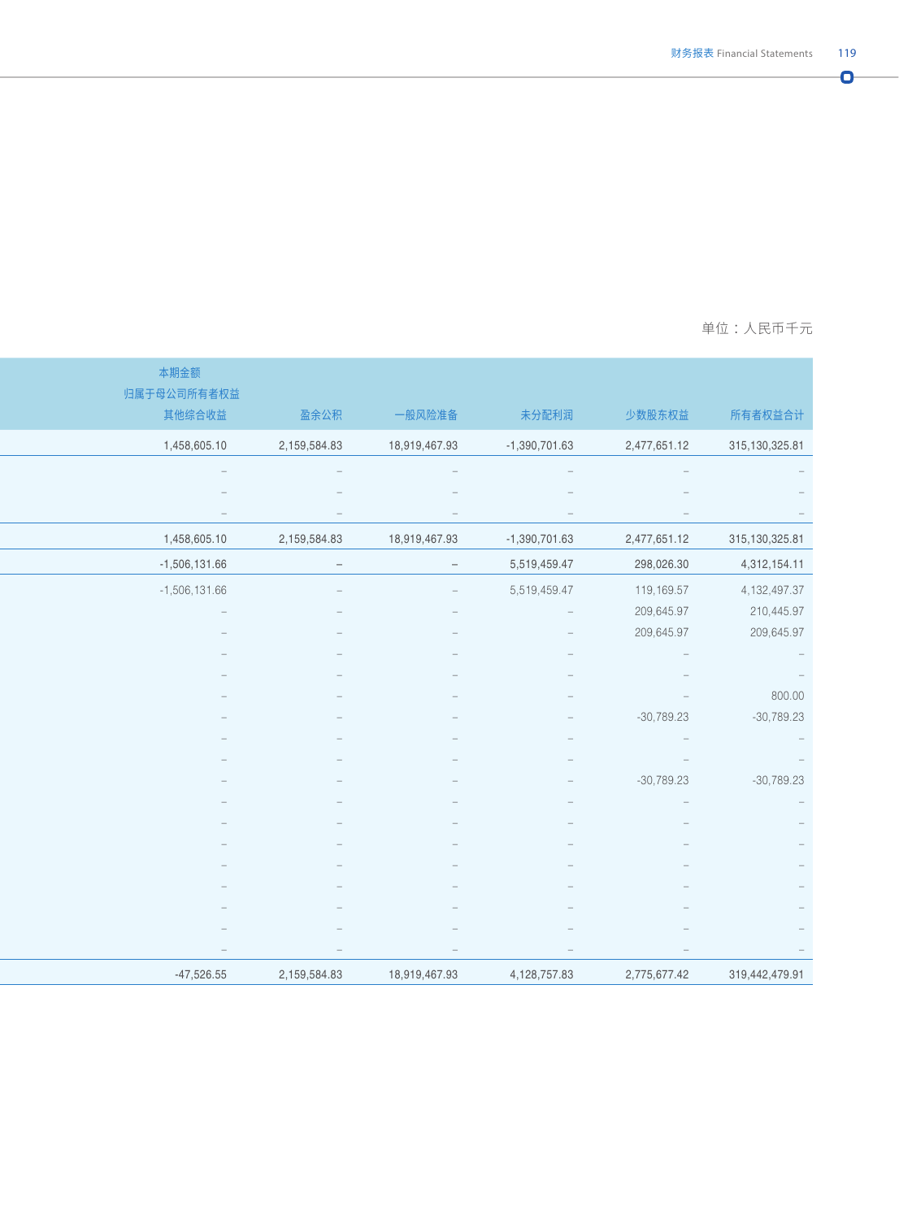单位：人民币千元

| 本期金额<br>归属于母公司所有者权益<br>其他综合收益 | 盈余公积 | 一般风险准备 | 未分配利润 | 少数股东权益 | 所有者权益合计 |
|---|---|---|---|---|---|
| 1,458,605.10 | 2,159,584.83 | 18,919,467.93 | -1,390,701.63 | 2,477,651.12 | 315,130,325.81 |
| – | – | – | – | – | – |
| – | – | – | – | – | – |
| – | – | – | – | – | – |
| 1,458,605.10 | 2,159,584.83 | 18,919,467.93 | -1,390,701.63 | 2,477,651.12 | 315,130,325.81 |
| -1,506,131.66 | – | – | 5,519,459.47 | 298,026.30 | 4,312,154.11 |
| -1,506,131.66 | – | – | 5,519,459.47 | 119,169.57 | 4,132,497.37 |
| – | – | – | – | 209,645.97 | 210,445.97 |
| – | – | – | – | 209,645.97 | 209,645.97 |
| – | – | – | – | – | – |
| – | – | – | – | – | – |
| – | – | – | – | – | 800.00 |
| – | – | – | – | -30,789.23 | -30,789.23 |
| – | – | – | – | – | – |
| – | – | – | – | – | – |
| – | – | – | – | -30,789.23 | -30,789.23 |
| – | – | – | – | – | – |
| – | – | – | – | – | – |
| – | – | – | – | – | – |
| – | – | – | – | – | – |
| – | – | – | – | – | – |
| – | – | – | – | – | – |
| – | – | – | – | – | – |
| – | – | – | – | – | – |
| -47,526.55 | 2,159,584.83 | 18,919,467.93 | 4,128,757.83 | 2,775,677.42 | 319,442,479.91 |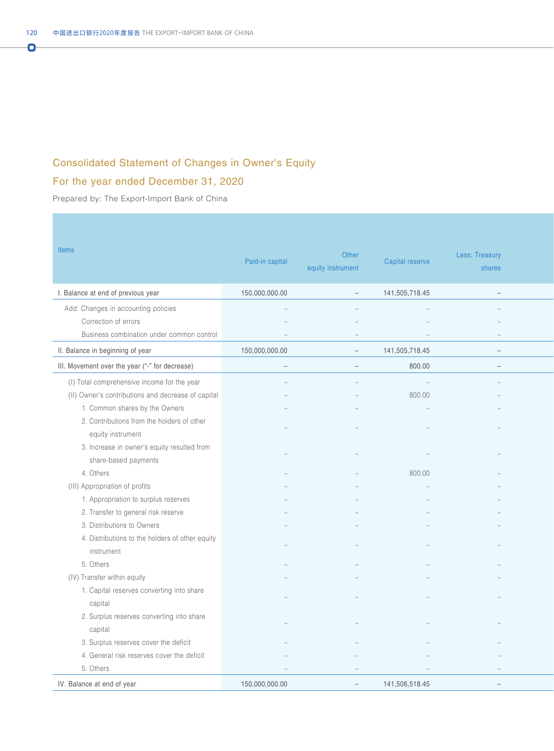## Consolidated Statement of Changes in Owner's Equity

## For the year ended December 31, 2020

Prepared by: The Export-Import Bank of China

| Items | Paid-in capital | Other equity instrument | Capital reserve | Less: Treasury shares |
|---|---|---|---|---|
| I. Balance at end of previous year | 150,000,000.00 | – | 141,505,718.45 | – |
| Add: Changes in accounting policies | – | – | – | – |
| Correction of errors | – | – | – | – |
| Business combination under common control | – | – | – | – |
| II. Balance in beginning of year | 150,000,000.00 | – | 141,505,718.45 | – |
| III. Movement over the year ("-" for decrease) | – | – | 800.00 | – |
| (I) Total comprehensive income for the year | – | – | – | – |
| (II) Owner's contributions and decrease of capital | – | – | 800.00 | – |
| 1. Common shares by the Owners | – | – | – | – |
| 2. Contributions from the holders of other equity instrument | – | – | – | – |
| 3. Increase in owner's equity resulted from share-based payments | – | – | – | – |
| 4. Others | – | – | 800.00 | – |
| (III) Appropriation of profits | – | – | – | – |
| 1. Appropriation to surplus reserves | – | – | – | – |
| 2. Transfer to general risk reserve | – | – | – | – |
| 3. Distributions to Owners | – | – | – | – |
| 4. Distributions to the holders of other equity instrument | – | – | – | – |
| 5. Others | – | – | – | – |
| (IV) Transfer within equity | – | – | – | – |
| 1. Capital reserves converting into share capital | – | – | – | – |
| 2. Surplus reserves converting into share capital | – | – | – | – |
| 3. Surplus reserves cover the deficit | – | – | – | – |
| 4. General risk reserves cover the deficit | – | – | – | – |
| 5. Others | – | – | – | – |
| IV. Balance at end of year | 150,000,000.00 | – | 141,506,518.45 | – |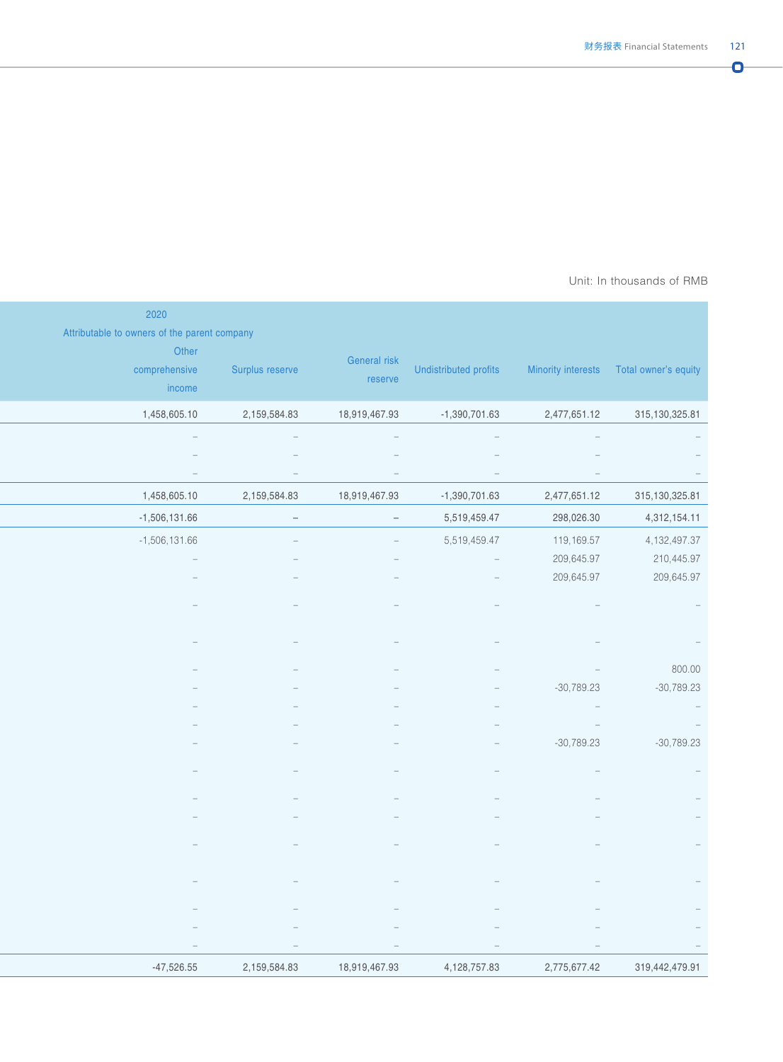Unit: In thousands of RMB

| 2020 | | | | | |
|---|---|---|---|---|---|
| Attributable to owners of the parent company | | | | | |
| Other comprehensive income | Surplus reserve | General risk reserve | Undistributed profits | Minority interests | Total owner's equity |
| 1,458,605.10 | 2,159,584.83 | 18,919,467.93 | -1,390,701.63 | 2,477,651.12 | 315,130,325.81 |
| – | – | – | – | – | – |
| – | – | – | – | – | – |
| – | – | – | – | – | – |
| 1,458,605.10 | 2,159,584.83 | 18,919,467.93 | -1,390,701.63 | 2,477,651.12 | 315,130,325.81 |
| -1,506,131.66 | – | – | 5,519,459.47 | 298,026.30 | 4,312,154.11 |
| -1,506,131.66 | – | – | 5,519,459.47 | 119,169.57 | 4,132,497.37 |
| – | – | – | – | 209,645.97 | 210,445.97 |
| – | – | – | – | 209,645.97 | 209,645.97 |
| – | – | – | – | – | – |
| – | – | – | – | – | – |
| – | – | – | – | – | 800.00 |
| – | – | – | – | -30,789.23 | -30,789.23 |
| – | – | – | – | – | – |
| – | – | – | – | – | – |
| – | – | – | – | -30,789.23 | -30,789.23 |
| – | – | – | – | – | – |
| – | – | – | – | – | – |
| – | – | – | – | – | – |
| – | – | – | – | – | – |
| – | – | – | – | – | – |
| – | – | – | – | – | – |
| – | – | – | – | – | – |
| – | – | – | – | – | – |
| -47,526.55 | 2,159,584.83 | 18,919,467.93 | 4,128,757.83 | 2,775,677.42 | 319,442,479.91 |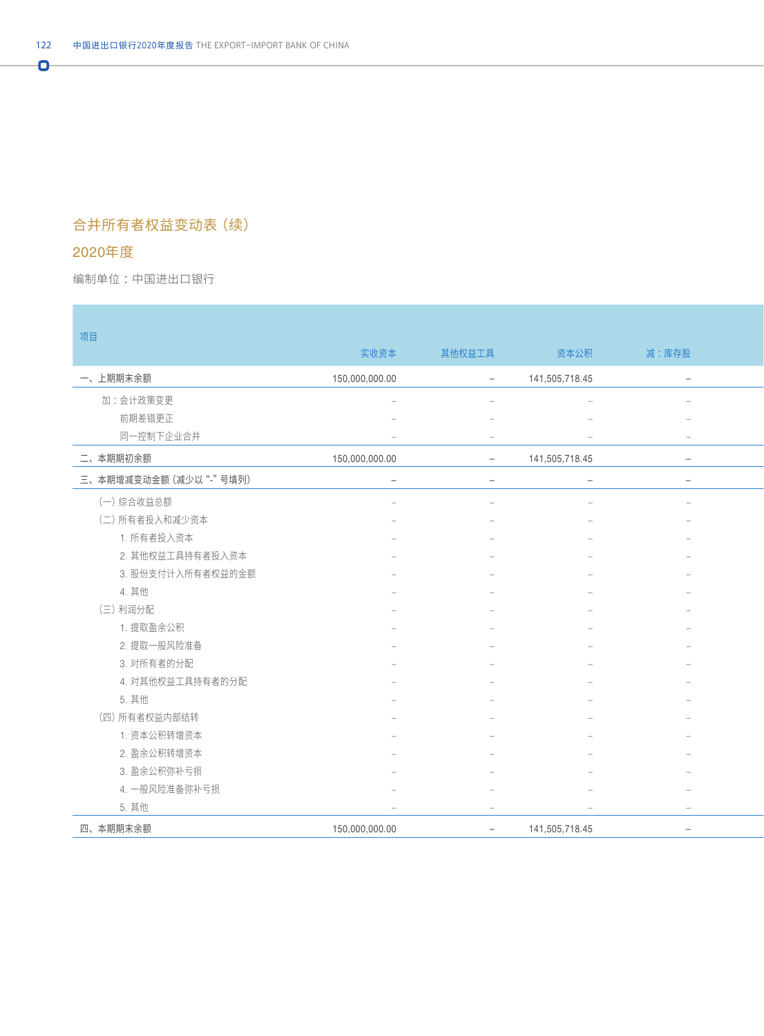## 合并所有者权益变动表（续）

## 2020年度

编制单位：中国进出口银行

| 项目 | 实收资本 | 其他权益工具 | 资本公积 | 减：库存股 |
|---|---|---|---|---|
| 一、上期期末余额 | 150,000,000.00 | – | 141,505,718.45 | – |
| 加：会计政策变更 | – | – | – | – |
| 前期差错更正 | – | – | – | – |
| 同一控制下企业合并 | – | – | – | – |
| 二、本期期初余额 | 150,000,000.00 | – | 141,505,718.45 | – |
| 三、本期增减变动金额（减少以“-”号填列） | – | – | – | – |
| （一）综合收益总额 | – | – | – | – |
| （二）所有者投入和减少资本 | – | – | – | – |
| 1. 所有者投入资本 | – | – | – | – |
| 2. 其他权益工具持有者投入资本 | – | – | – | – |
| 3. 股份支付计入所有者权益的金额 | – | – | – | – |
| 4. 其他 | – | – | – | – |
| （三）利润分配 | – | – | – | – |
| 1. 提取盈余公积 | – | – | – | – |
| 2. 提取一般风险准备 | – | – | – | – |
| 3. 对所有者的分配 | – | – | – | – |
| 4. 对其他权益工具持有者的分配 | – | – | – | – |
| 5. 其他 | – | – | – | – |
| （四）所有者权益内部结转 | – | – | – | – |
| 1. 资本公积转增资本 | – | – | – | – |
| 2. 盈余公积转增资本 | – | – | – | – |
| 3. 盈余公积弥补亏损 | – | – | – | – |
| 4. 一般风险准备弥补亏损 | – | – | – | – |
| 5. 其他 | – | – | – | – |
| 四、本期期末余额 | 150,000,000.00 | – | 141,505,718.45 | – |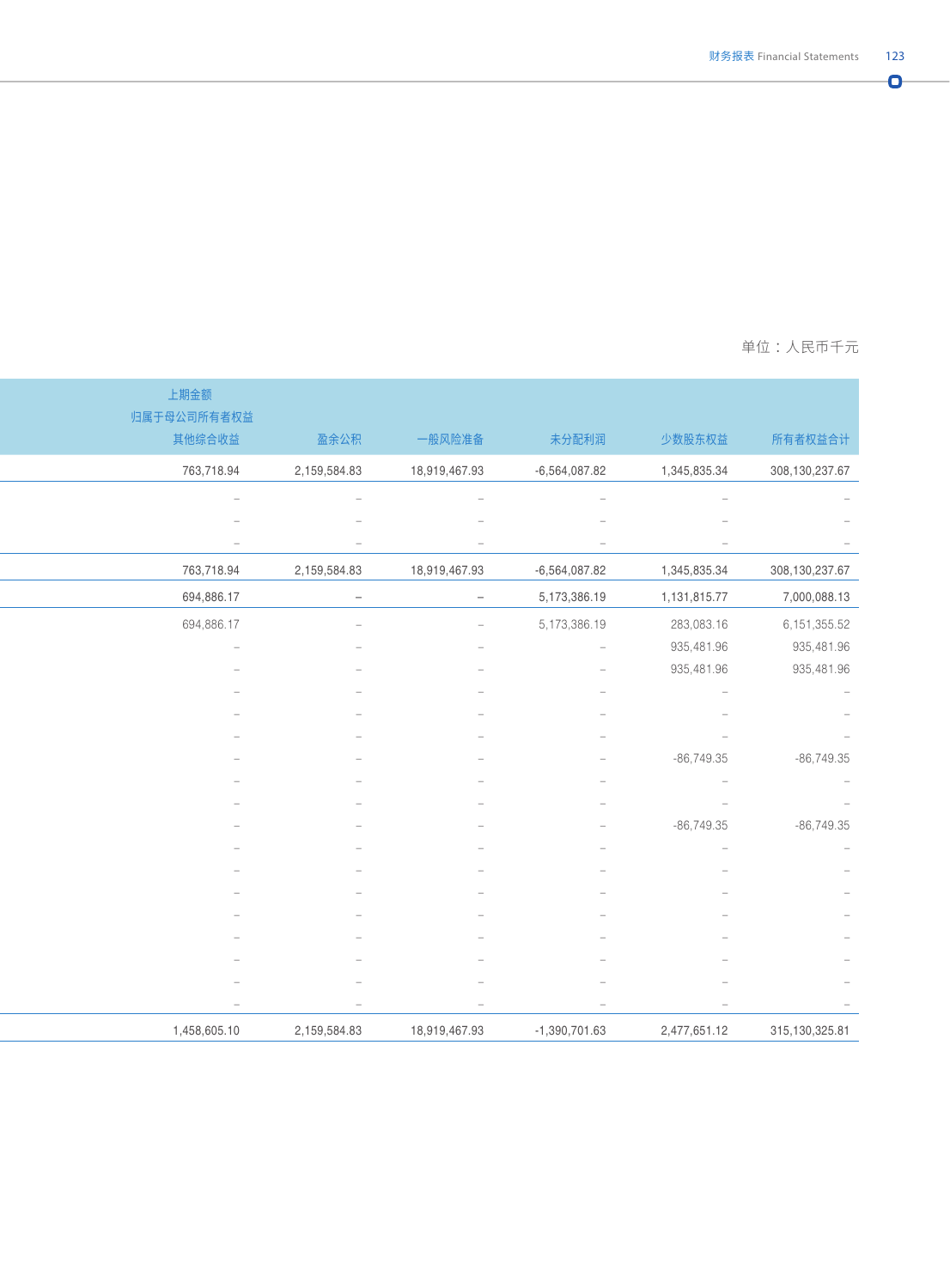单位：人民币千元

| 上期金额<br>归属于母公司所有者权益<br>其他综合收益 | 盈余公积 | 一般风险准备 | 未分配利润 | 少数股东权益 | 所有者权益合计 |
|---|---|---|---|---|---|
| 763,718.94 | 2,159,584.83 | 18,919,467.93 | -6,564,087.82 | 1,345,835.34 | 308,130,237.67 |
| – | – | – | – | – | – |
| – | – | – | – | – | – |
| – | – | – | – | – | – |
| 763,718.94 | 2,159,584.83 | 18,919,467.93 | -6,564,087.82 | 1,345,835.34 | 308,130,237.67 |
| 694,886.17 | – | – | 5,173,386.19 | 1,131,815.77 | 7,000,088.13 |
| 694,886.17 | – | – | 5,173,386.19 | 283,083.16 | 6,151,355.52 |
| – | – | – | – | 935,481.96 | 935,481.96 |
| – | – | – | – | 935,481.96 | 935,481.96 |
| – | – | – | – | – | – |
| – | – | – | – | – | – |
| – | – | – | – | – | – |
| – | – | – | – | -86,749.35 | -86,749.35 |
| – | – | – | – | – | – |
| – | – | – | – | – | – |
| – | – | – | – | -86,749.35 | -86,749.35 |
| – | – | – | – | – | – |
| – | – | – | – | – | – |
| – | – | – | – | – | – |
| – | – | – | – | – | – |
| – | – | – | – | – | – |
| – | – | – | – | – | – |
| – | – | – | – | – | – |
| – | – | – | – | – | – |
| 1,458,605.10 | 2,159,584.83 | 18,919,467.93 | -1,390,701.63 | 2,477,651.12 | 315,130,325.81 |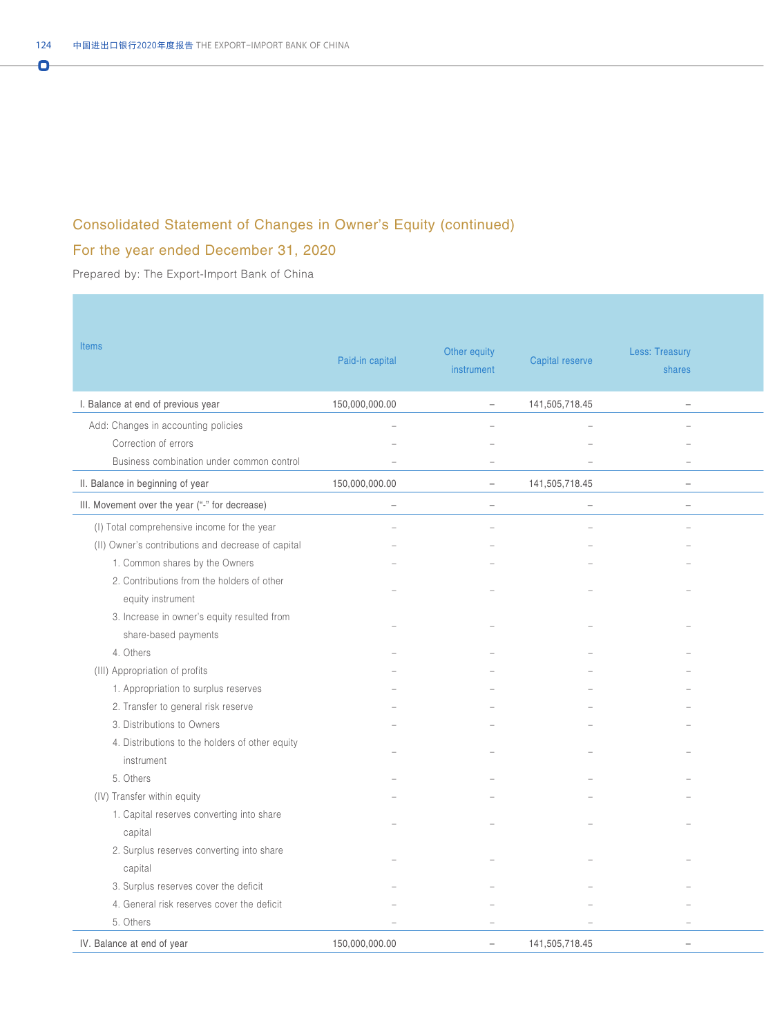## Consolidated Statement of Changes in Owner's Equity (continued)

## For the year ended December 31, 2020

Prepared by: The Export-Import Bank of China

| Items | Paid-in capital | Other equity instrument | Capital reserve | Less: Treasury shares |
|---|---|---|---|---|
| I. Balance at end of previous year | 150,000,000.00 | – | 141,505,718.45 | – |
| Add: Changes in accounting policies | – | – | – | – |
| Correction of errors | – | – | – | – |
| Business combination under common control | – | – | – | – |
| II. Balance in beginning of year | 150,000,000.00 | – | 141,505,718.45 | – |
| III. Movement over the year ("-" for decrease) | – | – | – | – |
| (I) Total comprehensive income for the year | – | – | – | – |
| (II) Owner's contributions and decrease of capital | – | – | – | – |
| 1. Common shares by the Owners | – | – | – | – |
| 2. Contributions from the holders of other equity instrument | – | – | – | – |
| 3. Increase in owner's equity resulted from share-based payments | – | – | – | – |
| 4. Others | – | – | – | – |
| (III) Appropriation of profits | – | – | – | – |
| 1. Appropriation to surplus reserves | – | – | – | – |
| 2. Transfer to general risk reserve | – | – | – | – |
| 3. Distributions to Owners | – | – | – | – |
| 4. Distributions to the holders of other equity instrument | – | – | – | – |
| 5. Others | – | – | – | – |
| (IV) Transfer within equity | – | – | – | – |
| 1. Capital reserves converting into share capital | – | – | – | – |
| 2. Surplus reserves converting into share capital | – | – | – | – |
| 3. Surplus reserves cover the deficit | – | – | – | – |
| 4. General risk reserves cover the deficit | – | – | – | – |
| 5. Others | – | – | – | – |
| IV. Balance at end of year | 150,000,000.00 | – | 141,505,718.45 | – |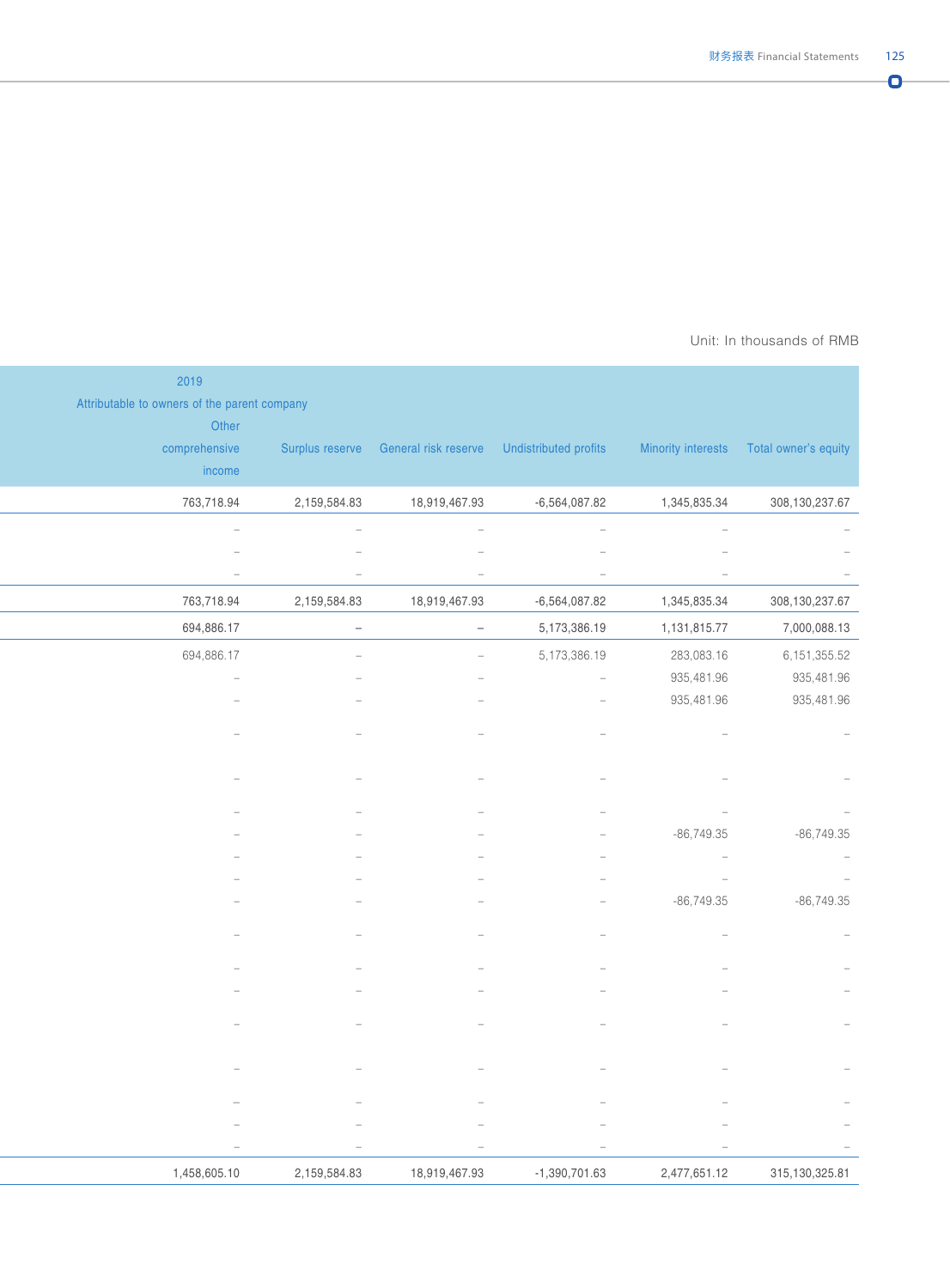Unit: In thousands of RMB

| 2019 | | | | | |
|---|---|---|---|---|---|
| Attributable to owners of the parent company | | | | | |
| Other comprehensive income | Surplus reserve | General risk reserve | Undistributed profits | Minority interests | Total owner's equity |
| 763,718.94 | 2,159,584.83 | 18,919,467.93 | -6,564,087.82 | 1,345,835.34 | 308,130,237.67 |
| – | – | – | – | – | – |
| – | – | – | – | – | – |
| – | – | – | – | – | – |
| 763,718.94 | 2,159,584.83 | 18,919,467.93 | -6,564,087.82 | 1,345,835.34 | 308,130,237.67 |
| 694,886.17 | – | – | 5,173,386.19 | 1,131,815.77 | 7,000,088.13 |
| 694,886.17 | – | – | 5,173,386.19 | 283,083.16 | 6,151,355.52 |
| – | – | – | – | 935,481.96 | 935,481.96 |
| – | – | – | – | 935,481.96 | 935,481.96 |
| – | – | – | – | – | – |
| – | – | – | – | – | – |
| – | – | – | – | – | – |
| – | – | – | – | -86,749.35 | -86,749.35 |
| – | – | – | – | – | – |
| – | – | – | – | – | – |
| – | – | – | – | -86,749.35 | -86,749.35 |
| – | – | – | – | – | – |
| – | – | – | – | – | – |
| – | – | – | – | – | – |
| – | – | – | – | – | – |
| – | – | – | – | – | – |
| – | – | – | – | – | – |
| – | – | – | – | – | – |
| – | – | – | – | – | – |
| 1,458,605.10 | 2,159,584.83 | 18,919,467.93 | -1,390,701.63 | 2,477,651.12 | 315,130,325.81 |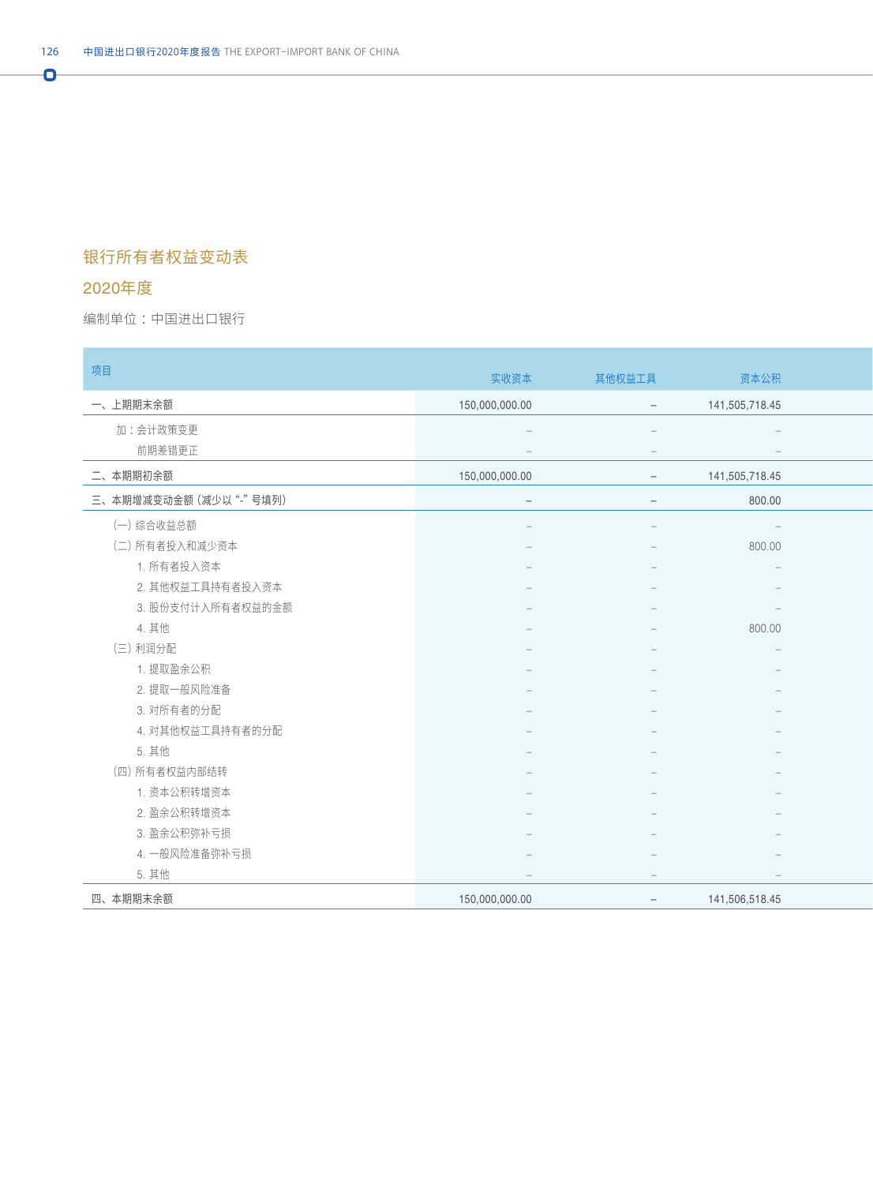## 银行所有者权益变动表

## 2020年度

编制单位：中国进出口银行

| 项目 | 实收资本 | 其他权益工具 | 资本公积 |
|---|---|---|---|
| 一、上期期末余额 | 150,000,000.00 | – | 141,505,718.45 |
| 加：会计政策变更 | – | – | – |
| 前期差错更正 | – | – | – |
| 二、本期期初余额 | 150,000,000.00 | – | 141,505,718.45 |
| 三、本期增减变动金额（减少以"-"号填列） | – | – | 800.00 |
| （一）综合收益总额 | – | – | – |
| （二）所有者投入和减少资本 | – | – | 800.00 |
| 1. 所有者投入资本 | – | – | – |
| 2. 其他权益工具持有者投入资本 | – | – | – |
| 3. 股份支付计入所有者权益的金额 | – | – | – |
| 4. 其他 | – | – | 800.00 |
| （三）利润分配 | – | – | – |
| 1. 提取盈余公积 | – | – | – |
| 2. 提取一般风险准备 | – | – | – |
| 3. 对所有者的分配 | – | – | – |
| 4. 对其他权益工具持有者的分配 | – | – | – |
| 5. 其他 | – | – | – |
| （四）所有者权益内部结转 | – | – | – |
| 1. 资本公积转增资本 | – | – | – |
| 2. 盈余公积转增资本 | – | – | – |
| 3. 盈余公积弥补亏损 | – | – | – |
| 4. 一般风险准备弥补亏损 | – | – | – |
| 5. 其他 | – | – | – |
| 四、本期期末余额 | 150,000,000.00 | – | 141,506,518.45 |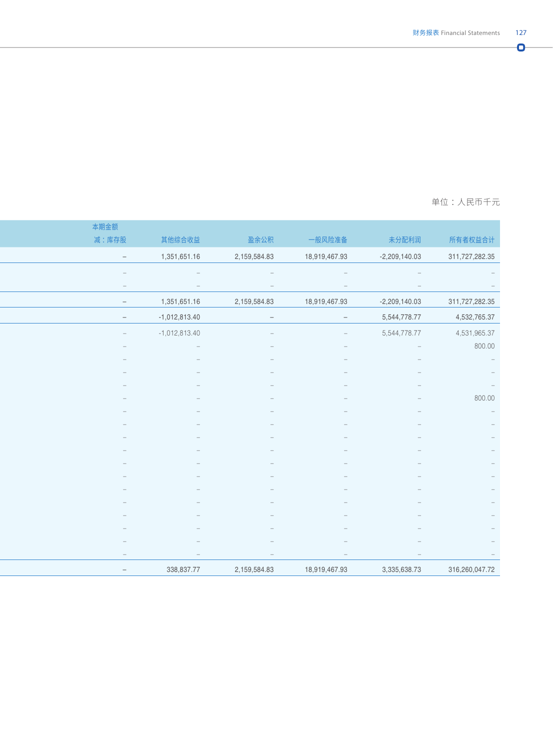单位：人民币千元

| 本期金额 | | | | | |
|---|---|---|---|---|---|
| 减：库存股 | 其他综合收益 | 盈余公积 | 一般风险准备 | 未分配利润 | 所有者权益合计 |
| – | 1,351,651.16 | 2,159,584.83 | 18,919,467.93 | -2,209,140.03 | 311,727,282.35 |
| – | – | – | – | – | – |
| – | – | – | – | – | – |
| – | 1,351,651.16 | 2,159,584.83 | 18,919,467.93 | -2,209,140.03 | 311,727,282.35 |
| – | -1,012,813.40 | – | – | 5,544,778.77 | 4,532,765.37 |
| – | -1,012,813.40 | – | – | 5,544,778.77 | 4,531,965.37 |
| – | – | – | – | – | 800.00 |
| – | – | – | – | – | – |
| – | – | – | – | – | – |
| – | – | – | – | – | – |
| – | – | – | – | – | 800.00 |
| – | – | – | – | – | – |
| – | – | – | – | – | – |
| – | – | – | – | – | – |
| – | – | – | – | – | – |
| – | – | – | – | – | – |
| – | – | – | – | – | – |
| – | – | – | – | – | – |
| – | – | – | – | – | – |
| – | – | – | – | – | – |
| – | – | – | – | – | – |
| – | – | – | – | – | – |
| – | – | – | – | – | – |
| – | 338,837.77 | 2,159,584.83 | 18,919,467.93 | 3,335,638.73 | 316,260,047.72 |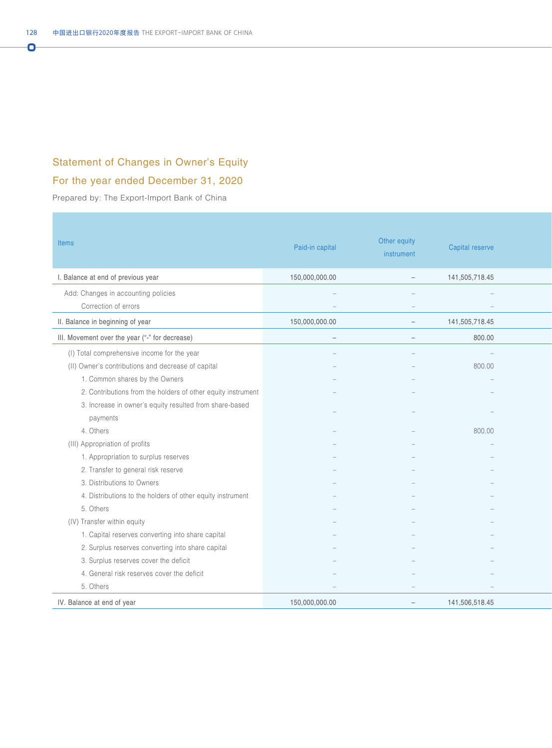## Statement of Changes in Owner's Equity

## For the year ended December 31, 2020

Prepared by: The Export-Import Bank of China

| Items | Paid-in capital | Other equity instrument | Capital reserve |
|---|---|---|---|
| I. Balance at end of previous year | 150,000,000.00 | – | 141,505,718.45 |
| Add: Changes in accounting policies | – | – | – |
| Correction of errors | – | – | – |
| II. Balance in beginning of year | 150,000,000.00 | – | 141,505,718.45 |
| III. Movement over the year ("-" for decrease) | – | – | 800.00 |
| (I) Total comprehensive income for the year | – | – | – |
| (II) Owner's contributions and decrease of capital | – | – | 800.00 |
| 1. Common shares by the Owners | – | – | – |
| 2. Contributions from the holders of other equity instrument | – | – | – |
| 3. Increase in owner's equity resulted from share-based payments | – | – | – |
| 4. Others | – | – | 800.00 |
| (III) Appropriation of profits | – | – | – |
| 1. Appropriation to surplus reserves | – | – | – |
| 2. Transfer to general risk reserve | – | – | – |
| 3. Distributions to Owners | – | – | – |
| 4. Distributions to the holders of other equity instrument | – | – | – |
| 5. Others | – | – | – |
| (IV) Transfer within equity | – | – | – |
| 1. Capital reserves converting into share capital | – | – | – |
| 2. Surplus reserves converting into share capital | – | – | – |
| 3. Surplus reserves cover the deficit | – | – | – |
| 4. General risk reserves cover the deficit | – | – | – |
| 5. Others | – | – | – |
| IV. Balance at end of year | 150,000,000.00 | – | 141,506,518.45 |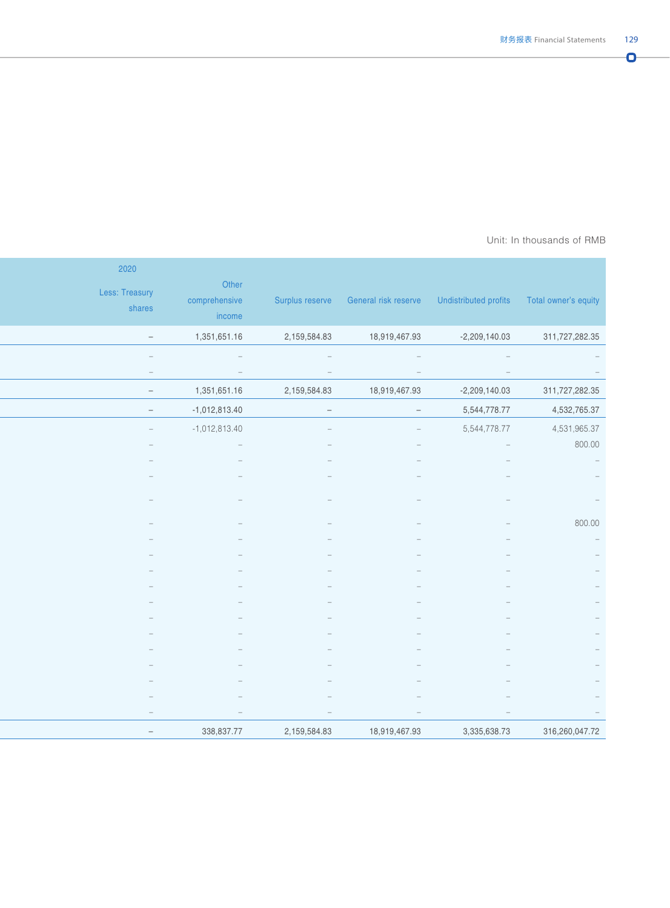Unit: In thousands of RMB

| 2020 Less: Treasury shares | Other comprehensive income | Surplus reserve | General risk reserve | Undistributed profits | Total owner's equity |
|---|---|---|---|---|---|
| – | 1,351,651.16 | 2,159,584.83 | 18,919,467.93 | -2,209,140.03 | 311,727,282.35 |
| – | – | – | – | – | – |
| – | – | – | – | – | – |
| – | 1,351,651.16 | 2,159,584.83 | 18,919,467.93 | -2,209,140.03 | 311,727,282.35 |
| – | -1,012,813.40 | – | – | 5,544,778.77 | 4,532,765.37 |
| – | -1,012,813.40 | – | – | 5,544,778.77 | 4,531,965.37 |
| – | – | – | – | – | 800.00 |
| – | – | – | – | – | – |
| – | – | – | – | – | – |
| – | – | – | – | – | – |
| – | – | – | – | – | 800.00 |
| – | – | – | – | – | – |
| – | – | – | – | – | – |
| – | – | – | – | – | – |
| – | – | – | – | – | – |
| – | – | – | – | – | – |
| – | – | – | – | – | – |
| – | – | – | – | – | – |
| – | – | – | – | – | – |
| – | – | – | – | – | – |
| – | – | – | – | – | – |
| – | – | – | – | – | – |
| – | – | – | – | – | – |
| – | 338,837.77 | 2,159,584.83 | 18,919,467.93 | 3,335,638.73 | 316,260,047.72 |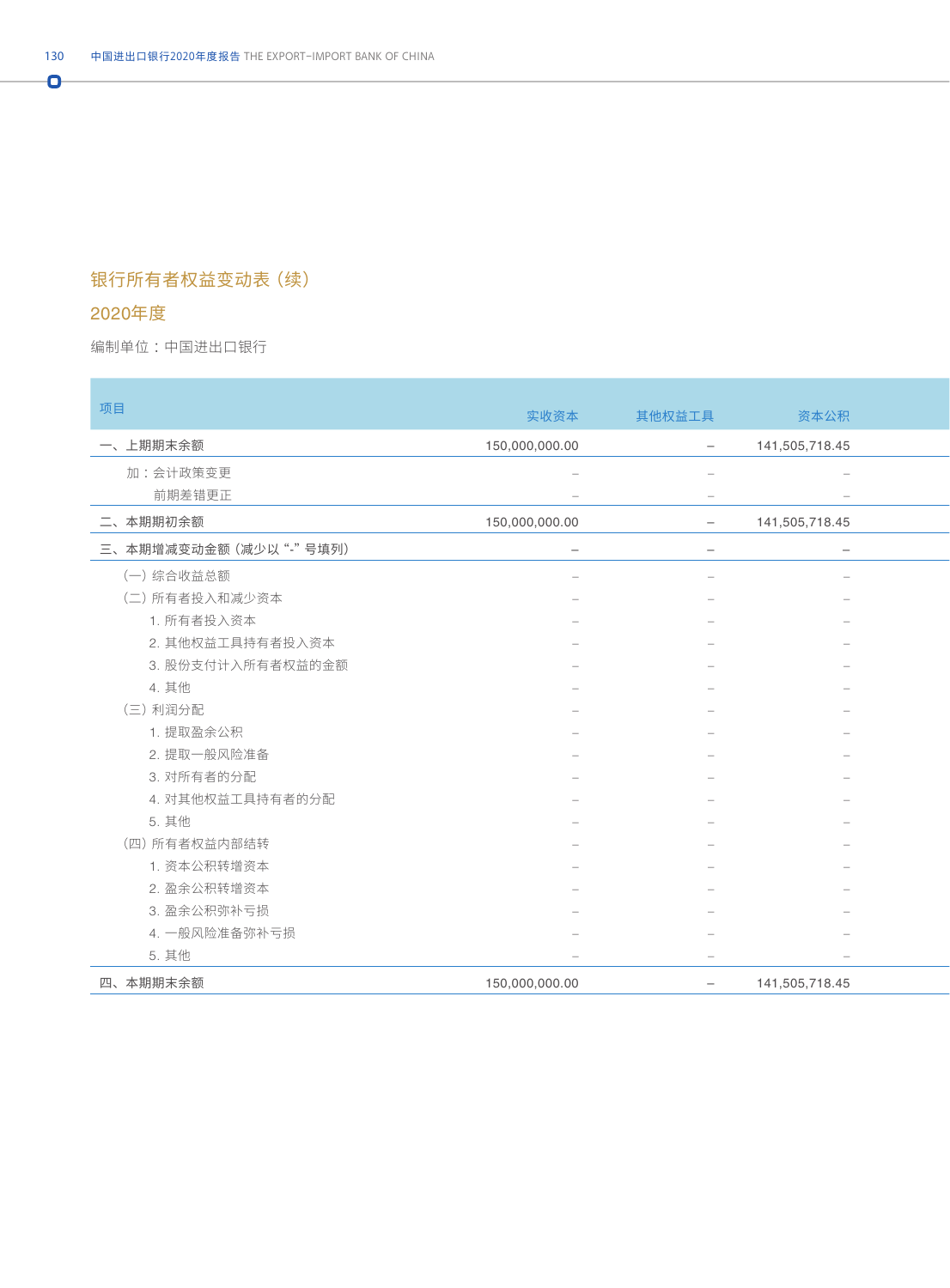## 银行所有者权益变动表（续）

## 2020年度

编制单位：中国进出口银行

| 项目 | 实收资本 | 其他权益工具 | 资本公积 |
|---|---|---|---|
| 一、上期期末余额 | 150,000,000.00 | – | 141,505,718.45 |
| 加：会计政策变更 | – | – | – |
| 前期差错更正 | – | – | – |
| 二、本期期初余额 | 150,000,000.00 | – | 141,505,718.45 |
| 三、本期增减变动金额（减少以“-”号填列） | – | – | – |
| （一）综合收益总额 | – | – | – |
| （二）所有者投入和减少资本 | – | – | – |
| 1. 所有者投入资本 | – | – | – |
| 2. 其他权益工具持有者投入资本 | – | – | – |
| 3. 股份支付计入所有者权益的金额 | – | – | – |
| 4. 其他 | – | – | – |
| （三）利润分配 | – | – | – |
| 1. 提取盈余公积 | – | – | – |
| 2. 提取一般风险准备 | – | – | – |
| 3. 对所有者的分配 | – | – | – |
| 4. 对其他权益工具持有者的分配 | – | – | – |
| 5. 其他 | – | – | – |
| （四）所有者权益内部结转 | – | – | – |
| 1. 资本公积转增资本 | – | – | – |
| 2. 盈余公积转增资本 | – | – | – |
| 3. 盈余公积弥补亏损 | – | – | – |
| 4. 一般风险准备弥补亏损 | – | – | – |
| 5. 其他 | – | – | – |
| 四、本期期末余额 | 150,000,000.00 | – | 141,505,718.45 |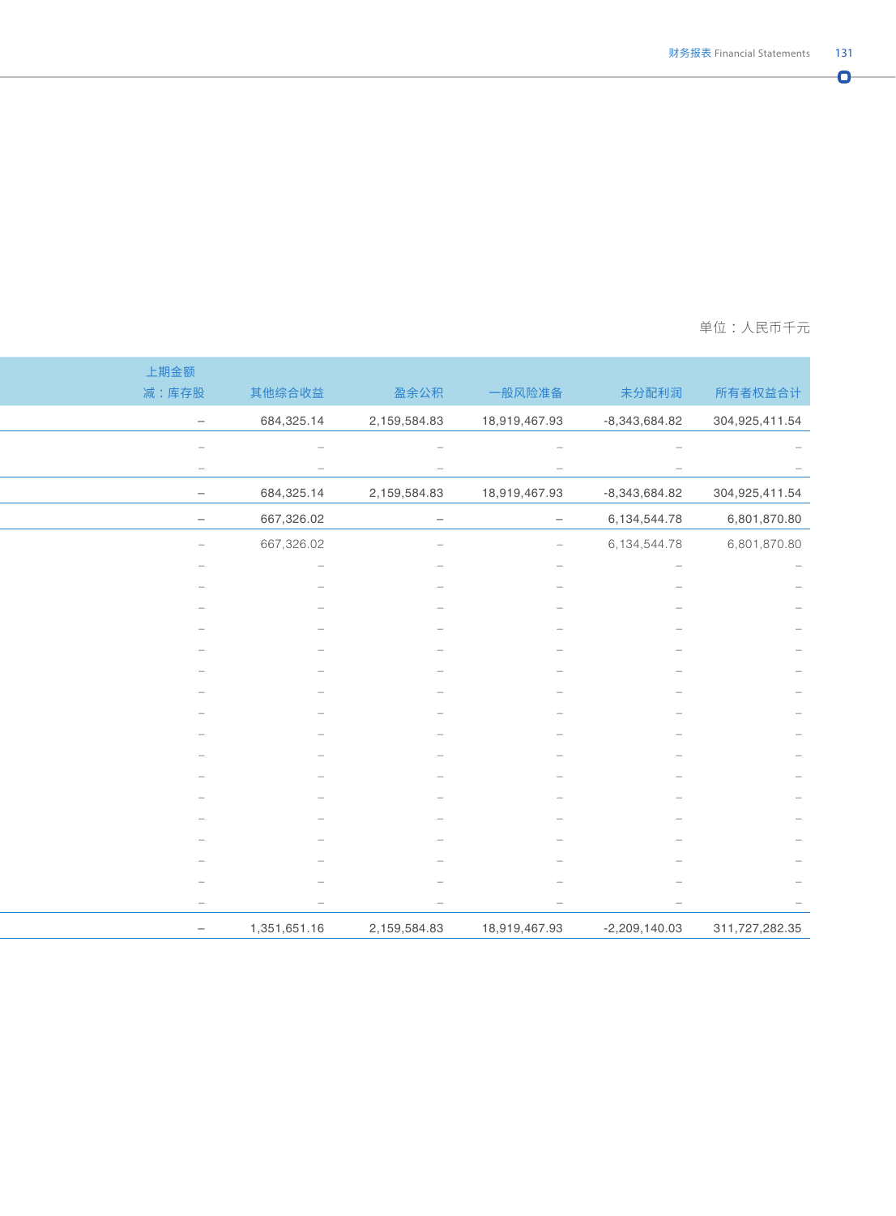单位：人民币千元

| 上期金额<br>减：库存股 | 其他综合收益 | 盈余公积 | 一般风险准备 | 未分配利润 | 所有者权益合计 |
|---|---|---|---|---|---|
| – | 684,325.14 | 2,159,584.83 | 18,919,467.93 | -8,343,684.82 | 304,925,411.54 |
| – | – | – | – | – | – |
| – | – | – | – | – | – |
| – | 684,325.14 | 2,159,584.83 | 18,919,467.93 | -8,343,684.82 | 304,925,411.54 |
| – | 667,326.02 | – | – | 6,134,544.78 | 6,801,870.80 |
| – | 667,326.02 | – | – | 6,134,544.78 | 6,801,870.80 |
| – | – | – | – | – | – |
| – | – | – | – | – | – |
| – | – | – | – | – | – |
| – | – | – | – | – | – |
| – | – | – | – | – | – |
| – | – | – | – | – | – |
| – | – | – | – | – | – |
| – | – | – | – | – | – |
| – | – | – | – | – | – |
| – | – | – | – | – | – |
| – | – | – | – | – | – |
| – | – | – | – | – | – |
| – | – | – | – | – | – |
| – | – | – | – | – | – |
| – | – | – | – | – | – |
| – | – | – | – | – | – |
| – | – | – | – | – | – |
| – | 1,351,651.16 | 2,159,584.83 | 18,919,467.93 | -2,209,140.03 | 311,727,282.35 |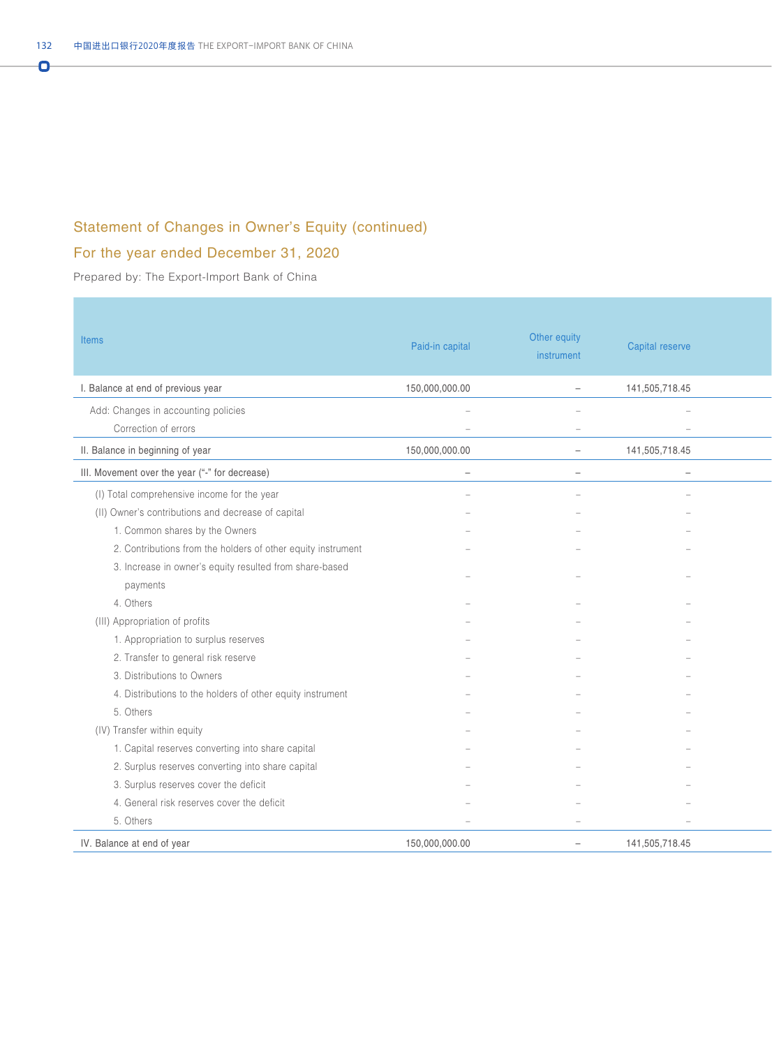## Statement of Changes in Owner's Equity (continued)

## For the year ended December 31, 2020

Prepared by: The Export-Import Bank of China

| Items | Paid-in capital | Other equity instrument | Capital reserve |
|---|---|---|---|
| I. Balance at end of previous year | 150,000,000.00 | – | 141,505,718.45 |
| Add: Changes in accounting policies | – | – | – |
| Correction of errors | – | – | – |
| II. Balance in beginning of year | 150,000,000.00 | – | 141,505,718.45 |
| III. Movement over the year ("-" for decrease) | – | – | – |
| (I) Total comprehensive income for the year | – | – | – |
| (II) Owner's contributions and decrease of capital | – | – | – |
| 1. Common shares by the Owners | – | – | – |
| 2. Contributions from the holders of other equity instrument | – | – | – |
| 3. Increase in owner's equity resulted from share-based payments | – | – | – |
| 4. Others | – | – | – |
| (III) Appropriation of profits | – | – | – |
| 1. Appropriation to surplus reserves | – | – | – |
| 2. Transfer to general risk reserve | – | – | – |
| 3. Distributions to Owners | – | – | – |
| 4. Distributions to the holders of other equity instrument | – | – | – |
| 5. Others | – | – | – |
| (IV) Transfer within equity | – | – | – |
| 1. Capital reserves converting into share capital | – | – | – |
| 2. Surplus reserves converting into share capital | – | – | – |
| 3. Surplus reserves cover the deficit | – | – | – |
| 4. General risk reserves cover the deficit | – | – | – |
| 5. Others | – | – | – |
| IV. Balance at end of year | 150,000,000.00 | – | 141,505,718.45 |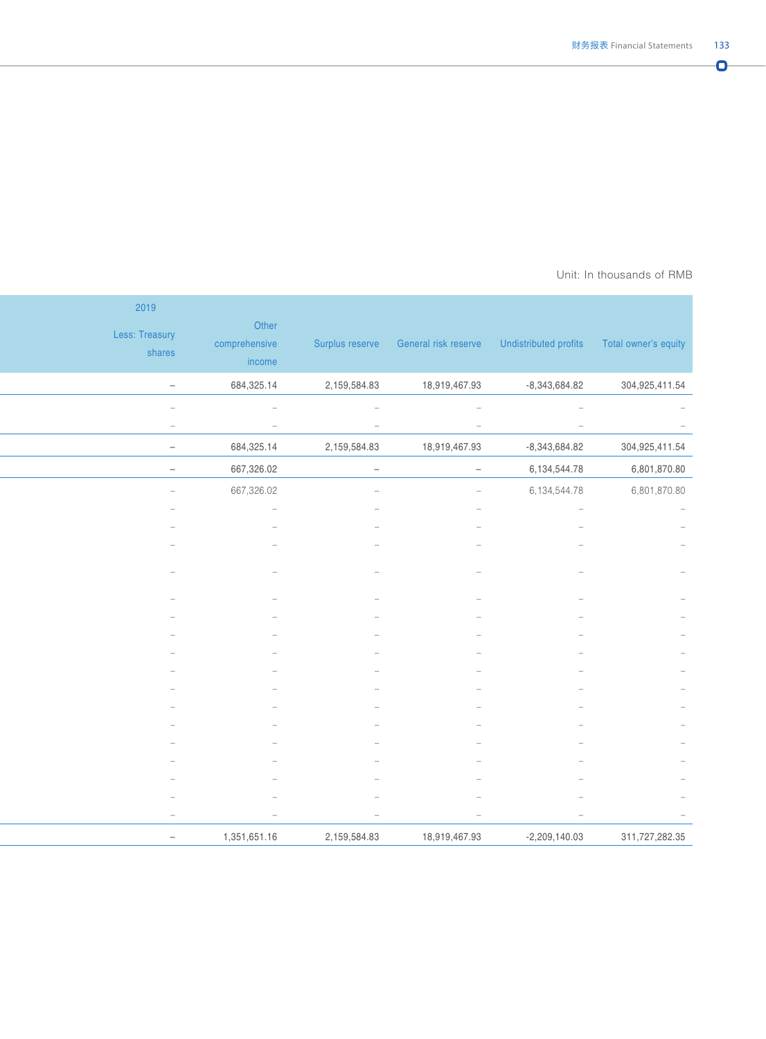Unit: In thousands of RMB

| 2019 Less: Treasury shares | Other comprehensive income | Surplus reserve | General risk reserve | Undistributed profits | Total owner's equity |
|---|---|---|---|---|---|
| – | 684,325.14 | 2,159,584.83 | 18,919,467.93 | -8,343,684.82 | 304,925,411.54 |
| – | – | – | – | – | – |
| – | – | – | – | – | – |
| – | 684,325.14 | 2,159,584.83 | 18,919,467.93 | -8,343,684.82 | 304,925,411.54 |
| – | 667,326.02 | – | – | 6,134,544.78 | 6,801,870.80 |
| – | 667,326.02 | – | – | 6,134,544.78 | 6,801,870.80 |
| – | – | – | – | – | – |
| – | – | – | – | – | – |
| – | – | – | – | – | – |
| – | – | – | – | – | – |
| – | – | – | – | – | – |
| – | – | – | – | – | – |
| – | – | – | – | – | – |
| – | – | – | – | – | – |
| – | – | – | – | – | – |
| – | – | – | – | – | – |
| – | – | – | – | – | – |
| – | – | – | – | – | – |
| – | – | – | – | – | – |
| – | – | – | – | – | – |
| – | – | – | – | – | – |
| – | – | – | – | – | – |
| – | – | – | – | – | – |
| – | 1,351,651.16 | 2,159,584.83 | 18,919,467.93 | -2,209,140.03 | 311,727,282.35 |